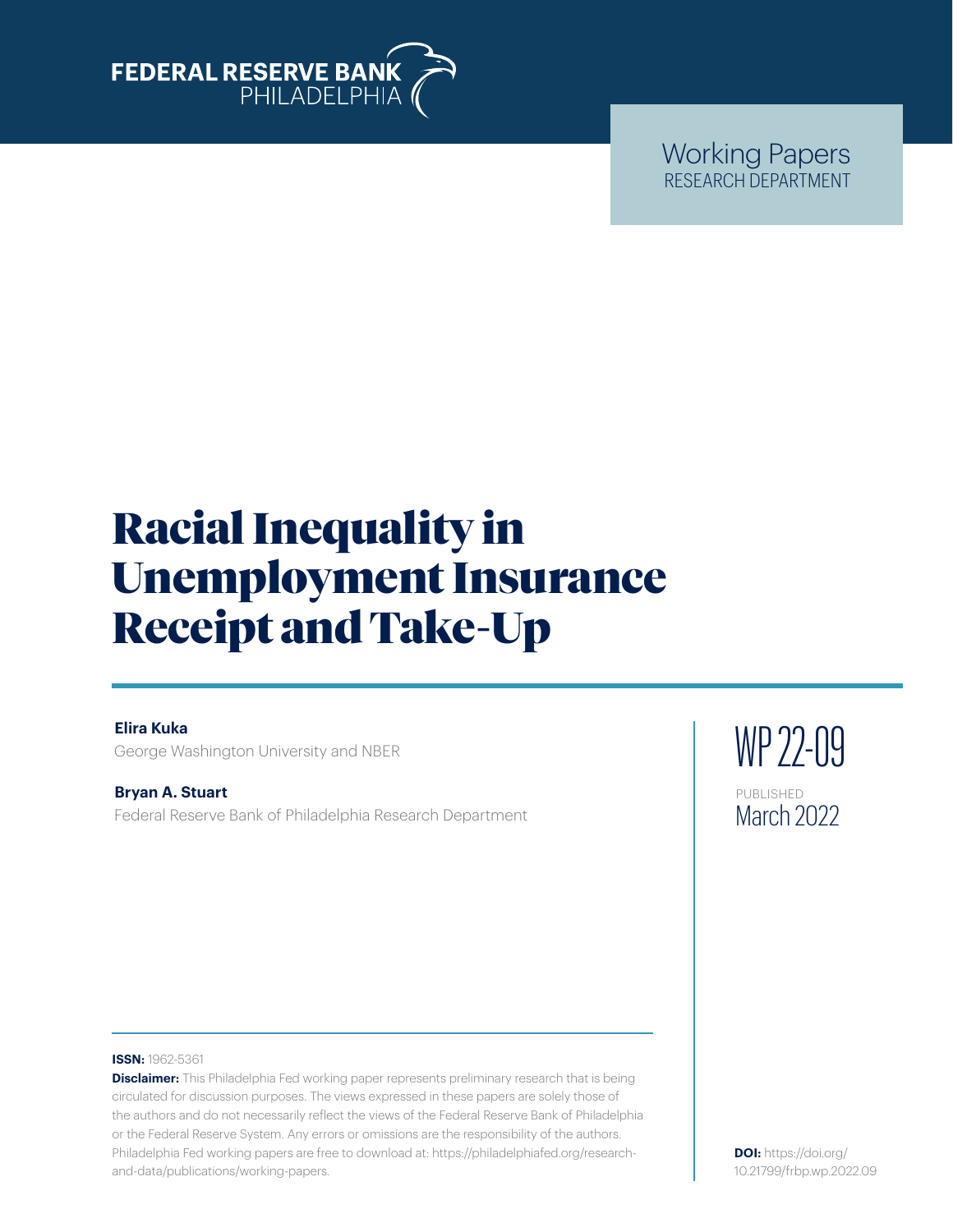FEDERAL RESERVE BANK
PHILADELPHIA

Working Papers
RESEARCH DEPARTMENT

# Racial Inequality in Unemployment Insurance Receipt and Take-Up

**Elira Kuka**
George Washington University and NBER

**Bryan A. Stuart**
Federal Reserve Bank of Philadelphia Research Department

WP 22-09

PUBLISHED
March 2022

**ISSN:** 1962-5361

**Disclaimer:** This Philadelphia Fed working paper represents preliminary research that is being circulated for discussion purposes. The views expressed in these papers are solely those of the authors and do not necessarily reflect the views of the Federal Reserve Bank of Philadelphia or the Federal Reserve System. Any errors or omissions are the responsibility of the authors. Philadelphia Fed working papers are free to download at: https://philadelphiafed.org/research-and-data/publications/working-papers.

**DOI:** https://doi.org/10.21799/frbp.wp.2022.09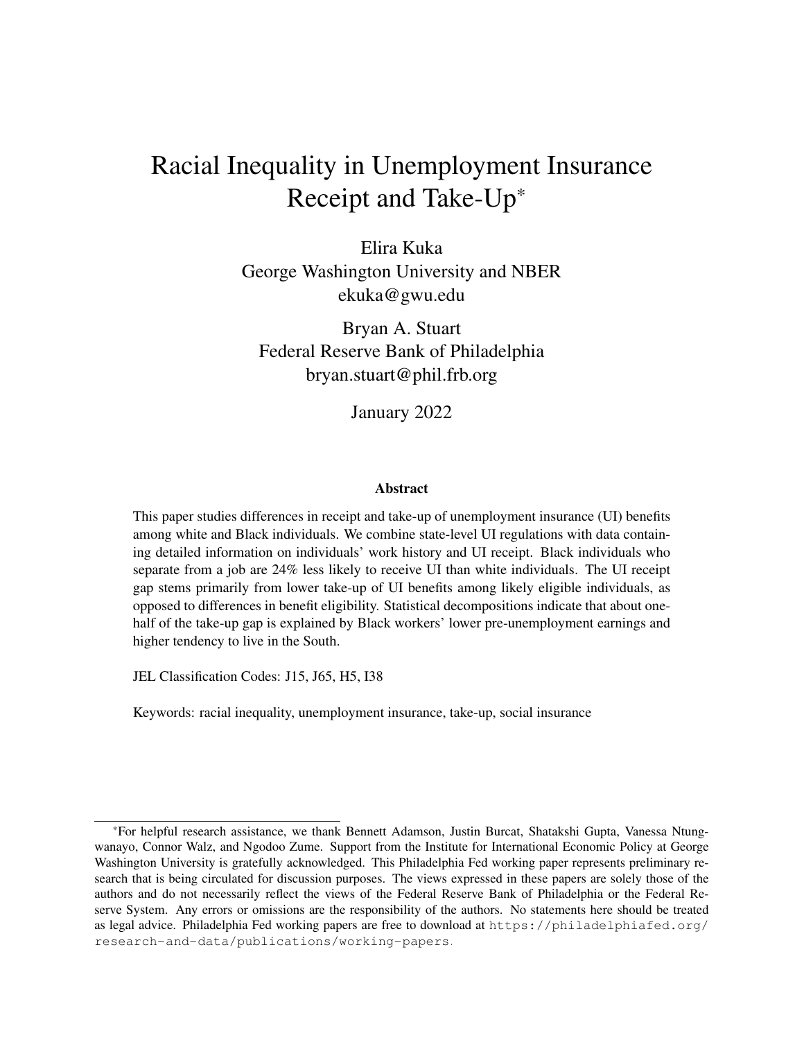# Racial Inequality in Unemployment Insurance Receipt and Take-Up*

Elira Kuka
George Washington University and NBER
ekuka@gwu.edu

Bryan A. Stuart
Federal Reserve Bank of Philadelphia
bryan.stuart@phil.frb.org

January 2022

## Abstract

This paper studies differences in receipt and take-up of unemployment insurance (UI) benefits among white and Black individuals. We combine state-level UI regulations with data containing detailed information on individuals' work history and UI receipt. Black individuals who separate from a job are 24% less likely to receive UI than white individuals. The UI receipt gap stems primarily from lower take-up of UI benefits among likely eligible individuals, as opposed to differences in benefit eligibility. Statistical decompositions indicate that about one-half of the take-up gap is explained by Black workers' lower pre-unemployment earnings and higher tendency to live in the South.

JEL Classification Codes: J15, J65, H5, I38

Keywords: racial inequality, unemployment insurance, take-up, social insurance

---

*For helpful research assistance, we thank Bennett Adamson, Justin Burcat, Shatakshi Gupta, Vanessa Ntungwanayo, Connor Walz, and Ngodoo Zume. Support from the Institute for International Economic Policy at George Washington University is gratefully acknowledged. This Philadelphia Fed working paper represents preliminary research that is being circulated for discussion purposes. The views expressed in these papers are solely those of the authors and do not necessarily reflect the views of the Federal Reserve Bank of Philadelphia or the Federal Reserve System. Any errors or omissions are the responsibility of the authors. No statements here should be treated as legal advice. Philadelphia Fed working papers are free to download at https://philadelphiafed.org/research-and-data/publications/working-papers.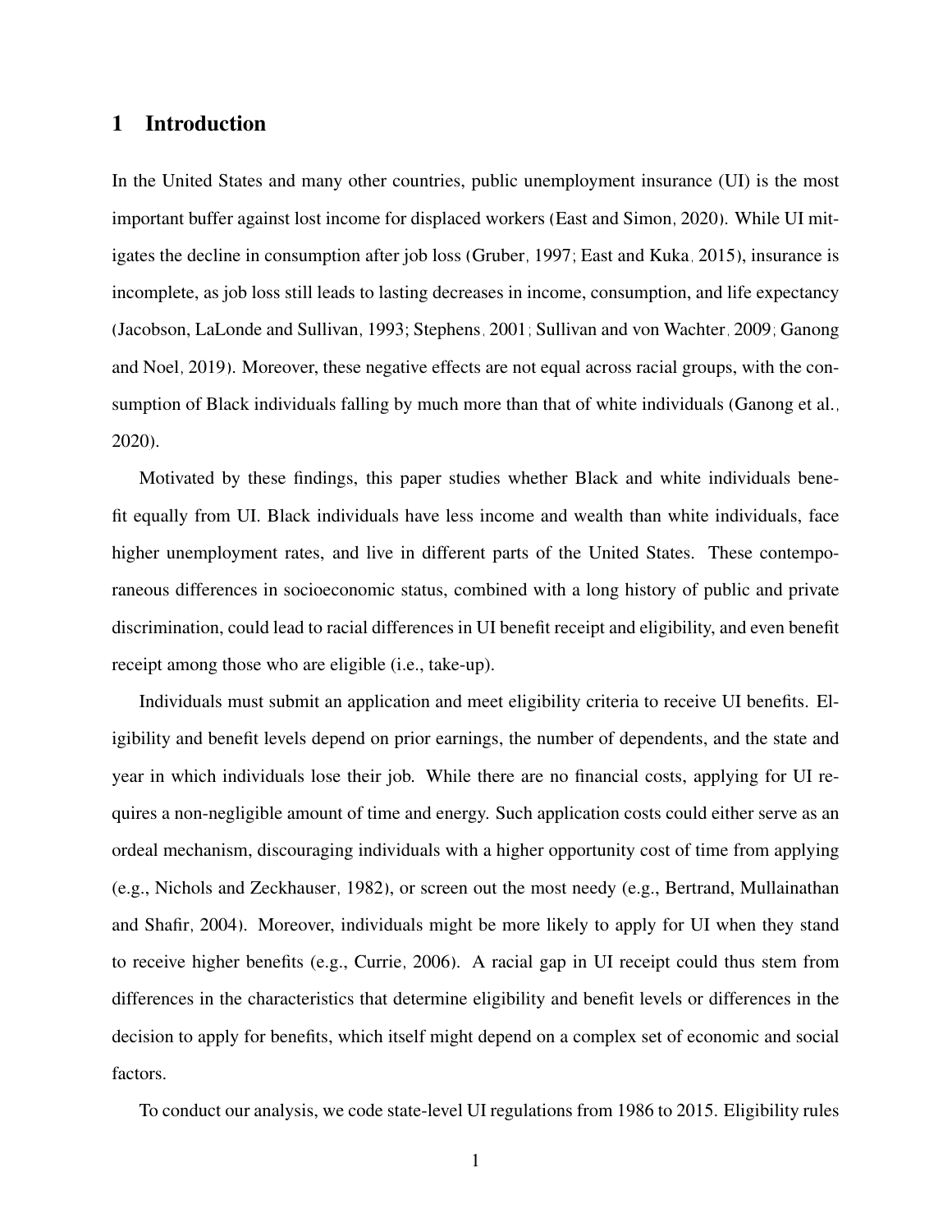# 1 Introduction

In the United States and many other countries, public unemployment insurance (UI) is the most important buffer against lost income for displaced workers (East and Simon, 2020). While UI mitigates the decline in consumption after job loss (Gruber, 1997; East and Kuka, 2015), insurance is incomplete, as job loss still leads to lasting decreases in income, consumption, and life expectancy (Jacobson, LaLonde and Sullivan, 1993; Stephens, 2001; Sullivan and von Wachter, 2009; Ganong and Noel, 2019). Moreover, these negative effects are not equal across racial groups, with the consumption of Black individuals falling by much more than that of white individuals (Ganong et al., 2020).

Motivated by these findings, this paper studies whether Black and white individuals benefit equally from UI. Black individuals have less income and wealth than white individuals, face higher unemployment rates, and live in different parts of the United States. These contemporaneous differences in socioeconomic status, combined with a long history of public and private discrimination, could lead to racial differences in UI benefit receipt and eligibility, and even benefit receipt among those who are eligible (i.e., take-up).

Individuals must submit an application and meet eligibility criteria to receive UI benefits. Eligibility and benefit levels depend on prior earnings, the number of dependents, and the state and year in which individuals lose their job. While there are no financial costs, applying for UI requires a non-negligible amount of time and energy. Such application costs could either serve as an ordeal mechanism, discouraging individuals with a higher opportunity cost of time from applying (e.g., Nichols and Zeckhauser, 1982), or screen out the most needy (e.g., Bertrand, Mullainathan and Shafir, 2004). Moreover, individuals might be more likely to apply for UI when they stand to receive higher benefits (e.g., Currie, 2006). A racial gap in UI receipt could thus stem from differences in the characteristics that determine eligibility and benefit levels or differences in the decision to apply for benefits, which itself might depend on a complex set of economic and social factors.

To conduct our analysis, we code state-level UI regulations from 1986 to 2015. Eligibility rules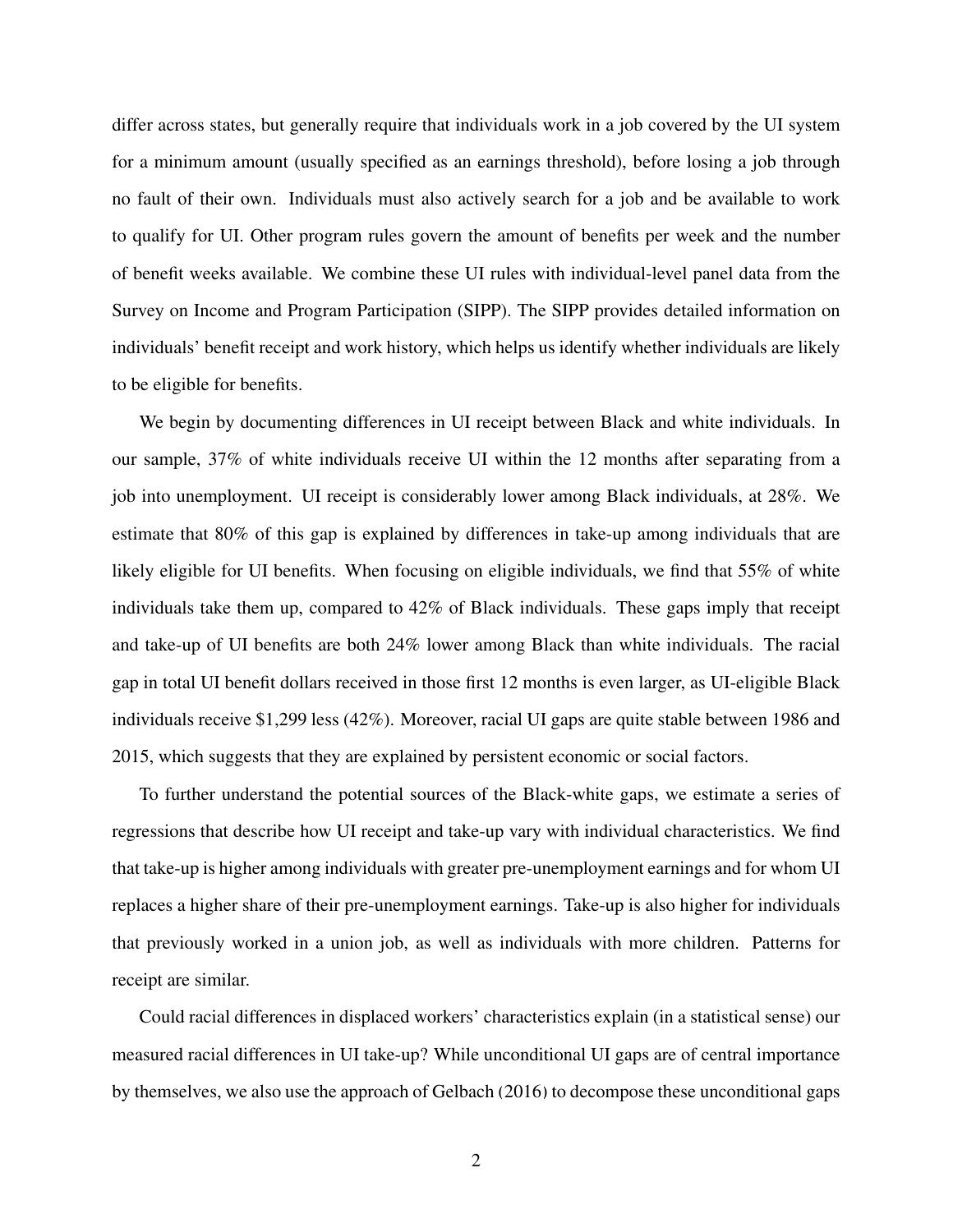differ across states, but generally require that individuals work in a job covered by the UI system for a minimum amount (usually specified as an earnings threshold), before losing a job through no fault of their own. Individuals must also actively search for a job and be available to work to qualify for UI. Other program rules govern the amount of benefits per week and the number of benefit weeks available. We combine these UI rules with individual-level panel data from the Survey on Income and Program Participation (SIPP). The SIPP provides detailed information on individuals' benefit receipt and work history, which helps us identify whether individuals are likely to be eligible for benefits.

We begin by documenting differences in UI receipt between Black and white individuals. In our sample, 37% of white individuals receive UI within the 12 months after separating from a job into unemployment. UI receipt is considerably lower among Black individuals, at 28%. We estimate that 80% of this gap is explained by differences in take-up among individuals that are likely eligible for UI benefits. When focusing on eligible individuals, we find that 55% of white individuals take them up, compared to 42% of Black individuals. These gaps imply that receipt and take-up of UI benefits are both 24% lower among Black than white individuals. The racial gap in total UI benefit dollars received in those first 12 months is even larger, as UI-eligible Black individuals receive $1,299 less (42%). Moreover, racial UI gaps are quite stable between 1986 and 2015, which suggests that they are explained by persistent economic or social factors.

To further understand the potential sources of the Black-white gaps, we estimate a series of regressions that describe how UI receipt and take-up vary with individual characteristics. We find that take-up is higher among individuals with greater pre-unemployment earnings and for whom UI replaces a higher share of their pre-unemployment earnings. Take-up is also higher for individuals that previously worked in a union job, as well as individuals with more children. Patterns for receipt are similar.

Could racial differences in displaced workers' characteristics explain (in a statistical sense) our measured racial differences in UI take-up? While unconditional UI gaps are of central importance by themselves, we also use the approach of Gelbach (2016) to decompose these unconditional gaps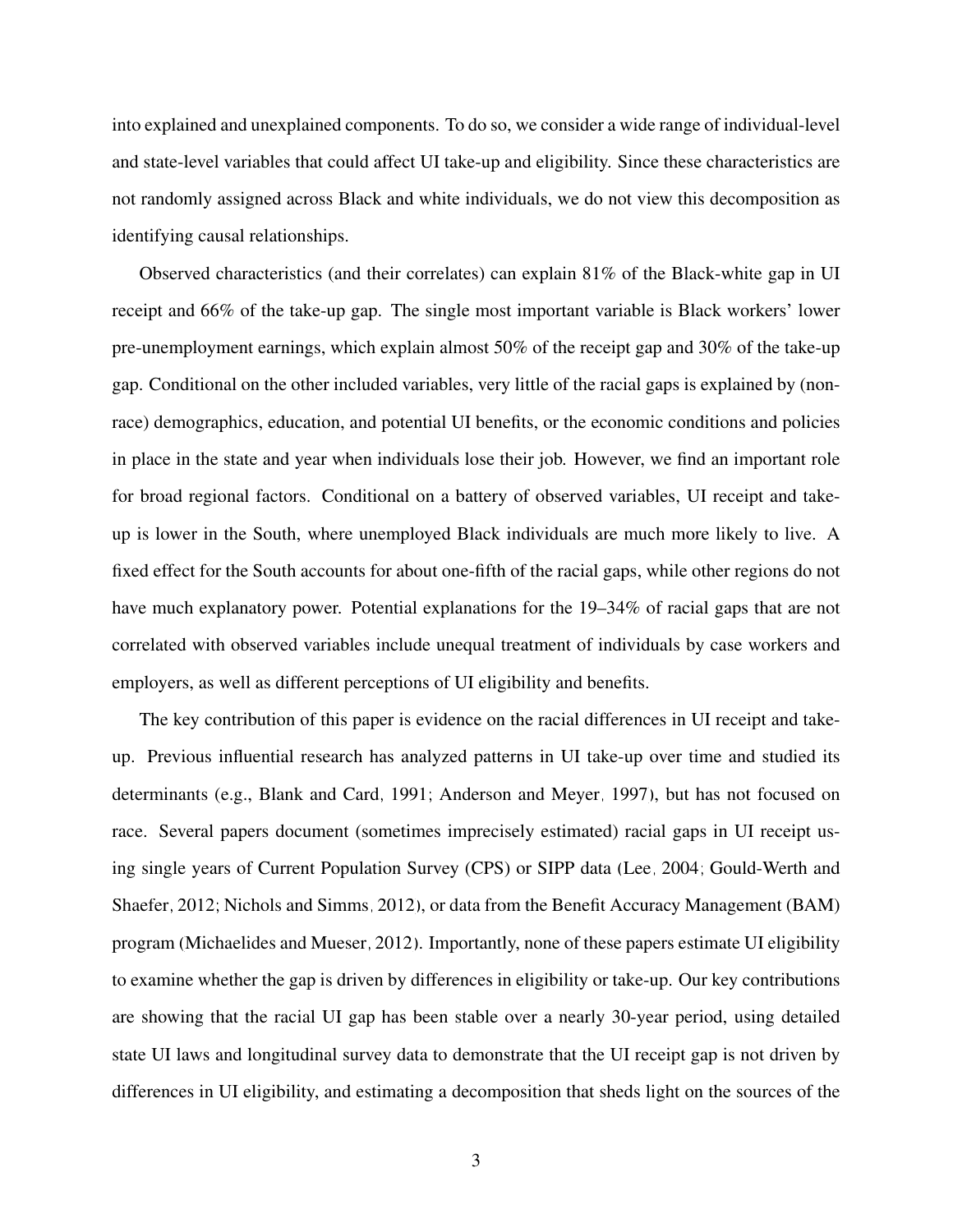into explained and unexplained components. To do so, we consider a wide range of individual-level and state-level variables that could affect UI take-up and eligibility. Since these characteristics are not randomly assigned across Black and white individuals, we do not view this decomposition as identifying causal relationships.

Observed characteristics (and their correlates) can explain 81% of the Black-white gap in UI receipt and 66% of the take-up gap. The single most important variable is Black workers' lower pre-unemployment earnings, which explain almost 50% of the receipt gap and 30% of the take-up gap. Conditional on the other included variables, very little of the racial gaps is explained by (non-race) demographics, education, and potential UI benefits, or the economic conditions and policies in place in the state and year when individuals lose their job. However, we find an important role for broad regional factors. Conditional on a battery of observed variables, UI receipt and take-up is lower in the South, where unemployed Black individuals are much more likely to live. A fixed effect for the South accounts for about one-fifth of the racial gaps, while other regions do not have much explanatory power. Potential explanations for the 19–34% of racial gaps that are not correlated with observed variables include unequal treatment of individuals by case workers and employers, as well as different perceptions of UI eligibility and benefits.

The key contribution of this paper is evidence on the racial differences in UI receipt and take-up. Previous influential research has analyzed patterns in UI take-up over time and studied its determinants (e.g., Blank and Card, 1991; Anderson and Meyer, 1997), but has not focused on race. Several papers document (sometimes imprecisely estimated) racial gaps in UI receipt using single years of Current Population Survey (CPS) or SIPP data (Lee, 2004; Gould-Werth and Shaefer, 2012; Nichols and Simms, 2012), or data from the Benefit Accuracy Management (BAM) program (Michaelides and Mueser, 2012). Importantly, none of these papers estimate UI eligibility to examine whether the gap is driven by differences in eligibility or take-up. Our key contributions are showing that the racial UI gap has been stable over a nearly 30-year period, using detailed state UI laws and longitudinal survey data to demonstrate that the UI receipt gap is not driven by differences in UI eligibility, and estimating a decomposition that sheds light on the sources of the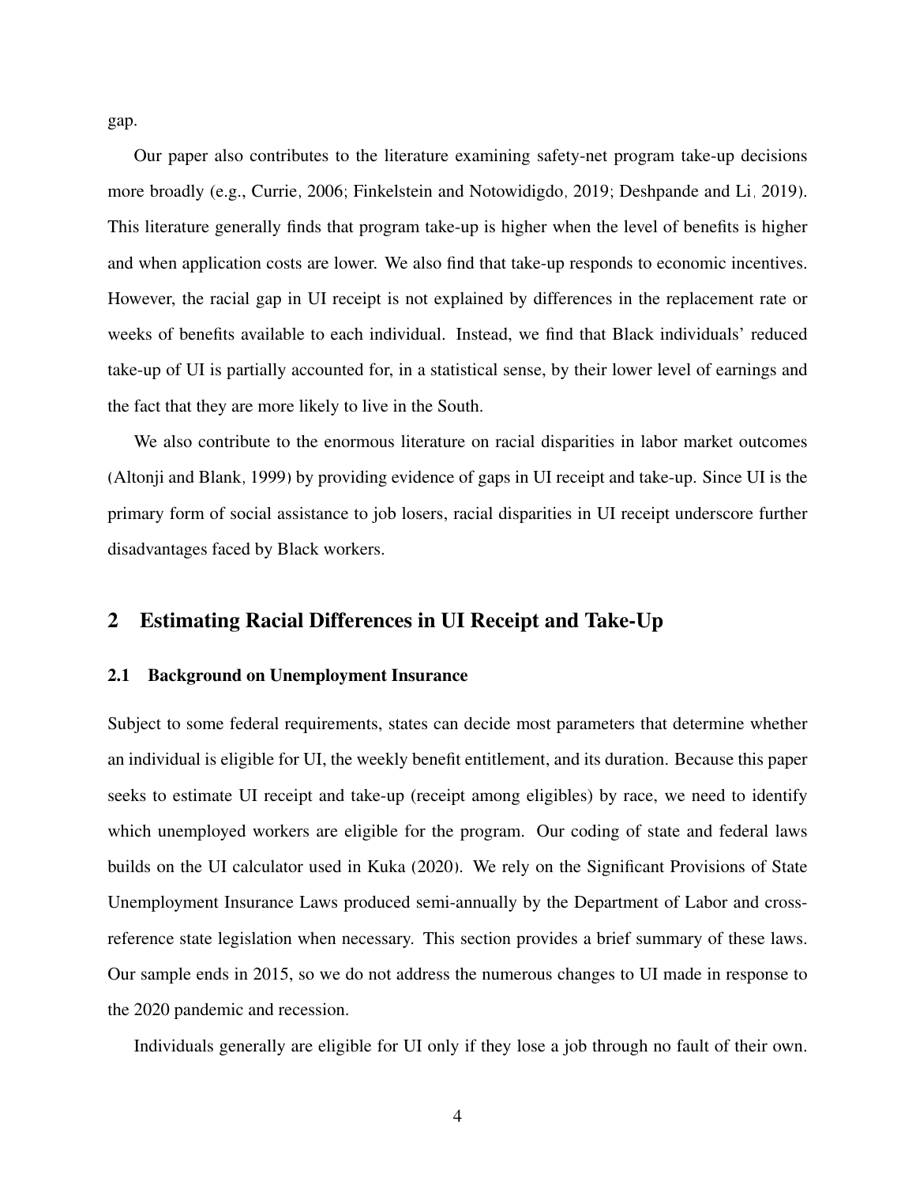gap.

Our paper also contributes to the literature examining safety-net program take-up decisions more broadly (e.g., Currie, 2006; Finkelstein and Notowidigdo, 2019; Deshpande and Li, 2019). This literature generally finds that program take-up is higher when the level of benefits is higher and when application costs are lower. We also find that take-up responds to economic incentives. However, the racial gap in UI receipt is not explained by differences in the replacement rate or weeks of benefits available to each individual. Instead, we find that Black individuals' reduced take-up of UI is partially accounted for, in a statistical sense, by their lower level of earnings and the fact that they are more likely to live in the South.

We also contribute to the enormous literature on racial disparities in labor market outcomes (Altonji and Blank, 1999) by providing evidence of gaps in UI receipt and take-up. Since UI is the primary form of social assistance to job losers, racial disparities in UI receipt underscore further disadvantages faced by Black workers.

## 2 Estimating Racial Differences in UI Receipt and Take-Up

### 2.1 Background on Unemployment Insurance

Subject to some federal requirements, states can decide most parameters that determine whether an individual is eligible for UI, the weekly benefit entitlement, and its duration. Because this paper seeks to estimate UI receipt and take-up (receipt among eligibles) by race, we need to identify which unemployed workers are eligible for the program. Our coding of state and federal laws builds on the UI calculator used in Kuka (2020). We rely on the Significant Provisions of State Unemployment Insurance Laws produced semi-annually by the Department of Labor and cross-reference state legislation when necessary. This section provides a brief summary of these laws. Our sample ends in 2015, so we do not address the numerous changes to UI made in response to the 2020 pandemic and recession.

Individuals generally are eligible for UI only if they lose a job through no fault of their own.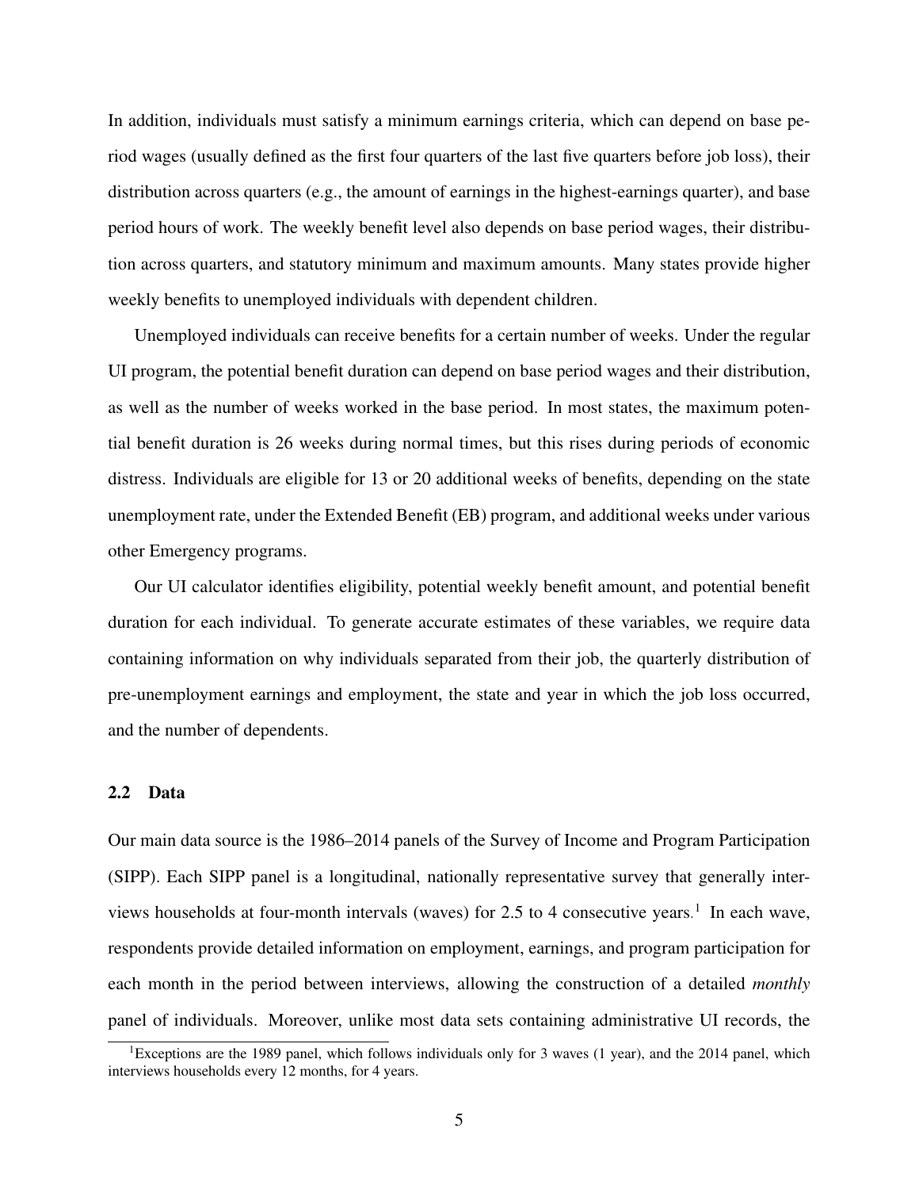In addition, individuals must satisfy a minimum earnings criteria, which can depend on base period wages (usually defined as the first four quarters of the last five quarters before job loss), their distribution across quarters (e.g., the amount of earnings in the highest-earnings quarter), and base period hours of work. The weekly benefit level also depends on base period wages, their distribution across quarters, and statutory minimum and maximum amounts. Many states provide higher weekly benefits to unemployed individuals with dependent children.

Unemployed individuals can receive benefits for a certain number of weeks. Under the regular UI program, the potential benefit duration can depend on base period wages and their distribution, as well as the number of weeks worked in the base period. In most states, the maximum potential benefit duration is 26 weeks during normal times, but this rises during periods of economic distress. Individuals are eligible for 13 or 20 additional weeks of benefits, depending on the state unemployment rate, under the Extended Benefit (EB) program, and additional weeks under various other Emergency programs.

Our UI calculator identifies eligibility, potential weekly benefit amount, and potential benefit duration for each individual. To generate accurate estimates of these variables, we require data containing information on why individuals separated from their job, the quarterly distribution of pre-unemployment earnings and employment, the state and year in which the job loss occurred, and the number of dependents.

### 2.2 Data

Our main data source is the 1986–2014 panels of the Survey of Income and Program Participation (SIPP). Each SIPP panel is a longitudinal, nationally representative survey that generally interviews households at four-month intervals (waves) for 2.5 to 4 consecutive years.[1] In each wave, respondents provide detailed information on employment, earnings, and program participation for each month in the period between interviews, allowing the construction of a detailed *monthly* panel of individuals. Moreover, unlike most data sets containing administrative UI records, the

[1] Exceptions are the 1989 panel, which follows individuals only for 3 waves (1 year), and the 2014 panel, which interviews households every 12 months, for 4 years.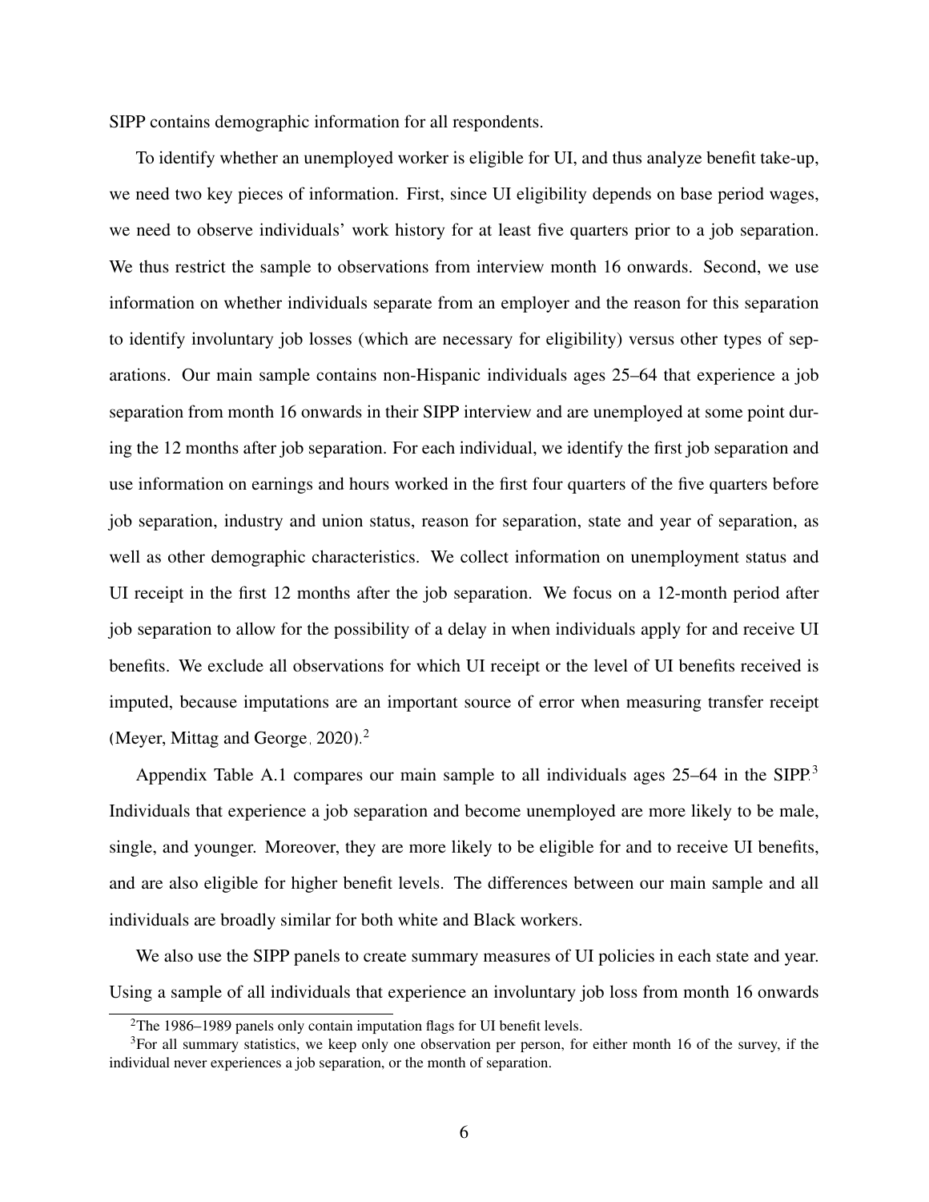SIPP contains demographic information for all respondents.

To identify whether an unemployed worker is eligible for UI, and thus analyze benefit take-up, we need two key pieces of information. First, since UI eligibility depends on base period wages, we need to observe individuals' work history for at least five quarters prior to a job separation. We thus restrict the sample to observations from interview month 16 onwards. Second, we use information on whether individuals separate from an employer and the reason for this separation to identify involuntary job losses (which are necessary for eligibility) versus other types of separations. Our main sample contains non-Hispanic individuals ages 25–64 that experience a job separation from month 16 onwards in their SIPP interview and are unemployed at some point during the 12 months after job separation. For each individual, we identify the first job separation and use information on earnings and hours worked in the first four quarters of the five quarters before job separation, industry and union status, reason for separation, state and year of separation, as well as other demographic characteristics. We collect information on unemployment status and UI receipt in the first 12 months after the job separation. We focus on a 12-month period after job separation to allow for the possibility of a delay in when individuals apply for and receive UI benefits. We exclude all observations for which UI receipt or the level of UI benefits received is imputed, because imputations are an important source of error when measuring transfer receipt (Meyer, Mittag and George, 2020).[2]

Appendix Table A.1 compares our main sample to all individuals ages 25–64 in the SIPP.[3] Individuals that experience a job separation and become unemployed are more likely to be male, single, and younger. Moreover, they are more likely to be eligible for and to receive UI benefits, and are also eligible for higher benefit levels. The differences between our main sample and all individuals are broadly similar for both white and Black workers.

We also use the SIPP panels to create summary measures of UI policies in each state and year. Using a sample of all individuals that experience an involuntary job loss from month 16 onwards

[2] The 1986–1989 panels only contain imputation flags for UI benefit levels.

[3] For all summary statistics, we keep only one observation per person, for either month 16 of the survey, if the individual never experiences a job separation, or the month of separation.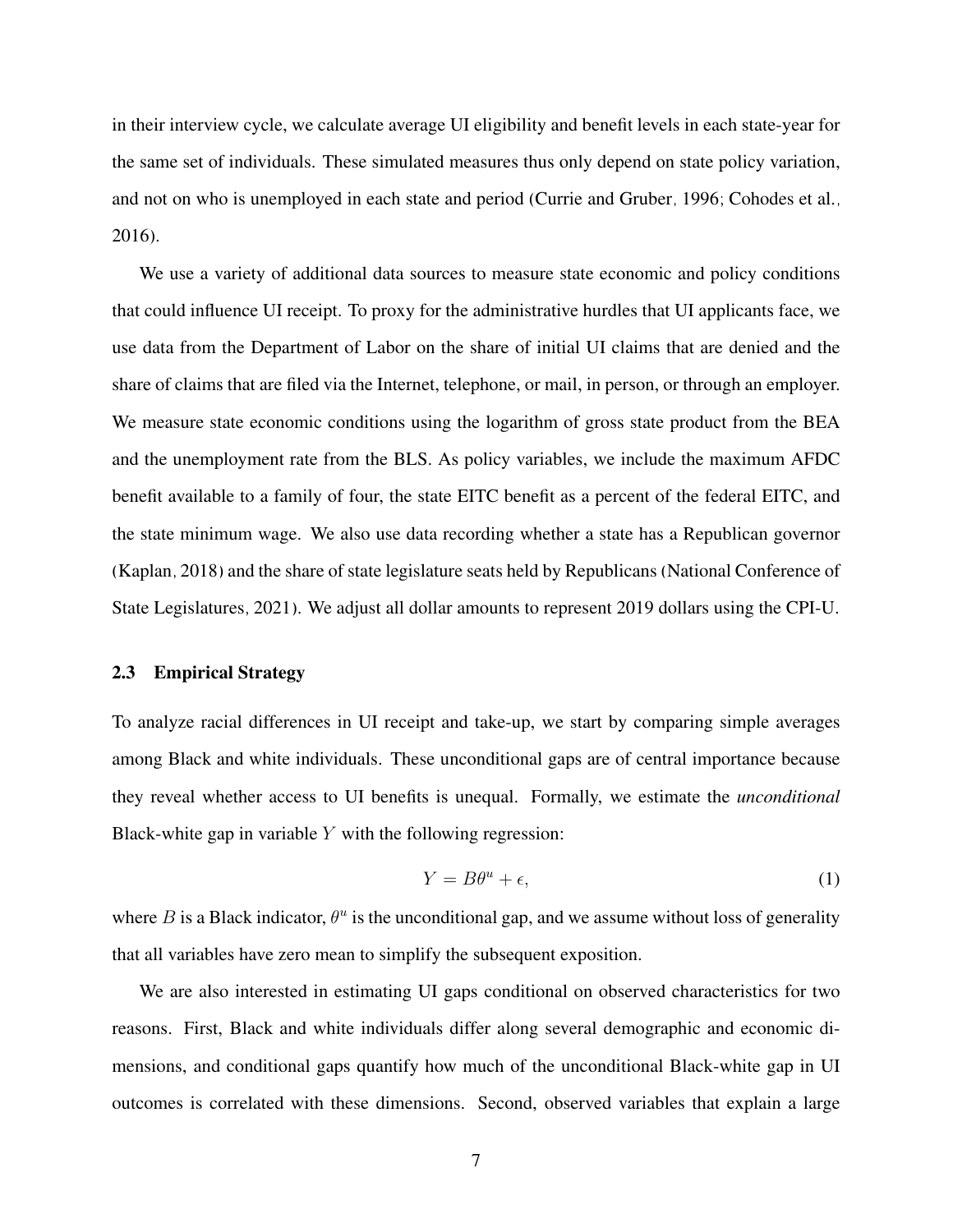in their interview cycle, we calculate average UI eligibility and benefit levels in each state-year for the same set of individuals. These simulated measures thus only depend on state policy variation, and not on who is unemployed in each state and period (Currie and Gruber, 1996; Cohodes et al., 2016).

We use a variety of additional data sources to measure state economic and policy conditions that could influence UI receipt. To proxy for the administrative hurdles that UI applicants face, we use data from the Department of Labor on the share of initial UI claims that are denied and the share of claims that are filed via the Internet, telephone, or mail, in person, or through an employer. We measure state economic conditions using the logarithm of gross state product from the BEA and the unemployment rate from the BLS. As policy variables, we include the maximum AFDC benefit available to a family of four, the state EITC benefit as a percent of the federal EITC, and the state minimum wage. We also use data recording whether a state has a Republican governor (Kaplan, 2018) and the share of state legislature seats held by Republicans (National Conference of State Legislatures, 2021). We adjust all dollar amounts to represent 2019 dollars using the CPI-U.

### 2.3 Empirical Strategy

To analyze racial differences in UI receipt and take-up, we start by comparing simple averages among Black and white individuals. These unconditional gaps are of central importance because they reveal whether access to UI benefits is unequal. Formally, we estimate the *unconditional* Black-white gap in variable $Y$ with the following regression:

$$Y = B\theta^u + \epsilon, \tag{1}$$

where $B$ is a Black indicator, $\theta^u$ is the unconditional gap, and we assume without loss of generality that all variables have zero mean to simplify the subsequent exposition.

We are also interested in estimating UI gaps conditional on observed characteristics for two reasons. First, Black and white individuals differ along several demographic and economic dimensions, and conditional gaps quantify how much of the unconditional Black-white gap in UI outcomes is correlated with these dimensions. Second, observed variables that explain a large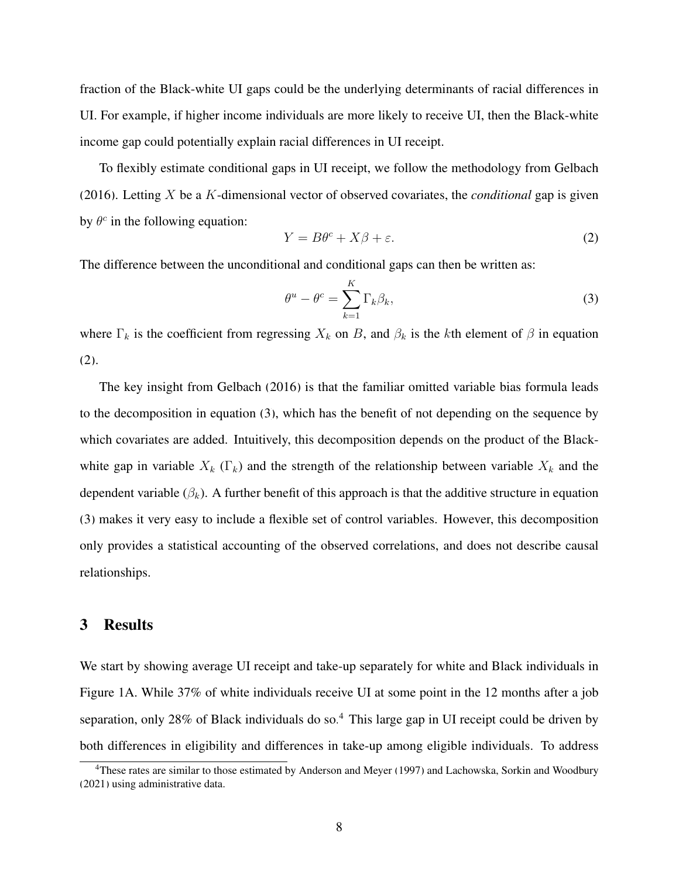fraction of the Black-white UI gaps could be the underlying determinants of racial differences in UI. For example, if higher income individuals are more likely to receive UI, then the Black-white income gap could potentially explain racial differences in UI receipt.

To flexibly estimate conditional gaps in UI receipt, we follow the methodology from Gelbach (2016). Letting $X$ be a $K$-dimensional vector of observed covariates, the *conditional* gap is given by $\theta^c$ in the following equation:

$$Y = B\theta^c + X\beta + \varepsilon. \tag{2}$$

The difference between the unconditional and conditional gaps can then be written as:

$$\theta^u - \theta^c = \sum_{k=1}^{K} \Gamma_k \beta_k, \tag{3}$$

where $\Gamma_k$ is the coefficient from regressing $X_k$ on $B$, and $\beta_k$ is the $k$th element of $\beta$ in equation (2).

The key insight from Gelbach (2016) is that the familiar omitted variable bias formula leads to the decomposition in equation (3), which has the benefit of not depending on the sequence by which covariates are added. Intuitively, this decomposition depends on the product of the Black-white gap in variable $X_k$ ($\Gamma_k$) and the strength of the relationship between variable $X_k$ and the dependent variable ($\beta_k$). A further benefit of this approach is that the additive structure in equation (3) makes it very easy to include a flexible set of control variables. However, this decomposition only provides a statistical accounting of the observed correlations, and does not describe causal relationships.

## 3 Results

We start by showing average UI receipt and take-up separately for white and Black individuals in Figure 1A. While 37% of white individuals receive UI at some point in the 12 months after a job separation, only 28% of Black individuals do so.[4] This large gap in UI receipt could be driven by both differences in eligibility and differences in take-up among eligible individuals. To address

[4] These rates are similar to those estimated by Anderson and Meyer (1997) and Lachowska, Sorkin and Woodbury (2021) using administrative data.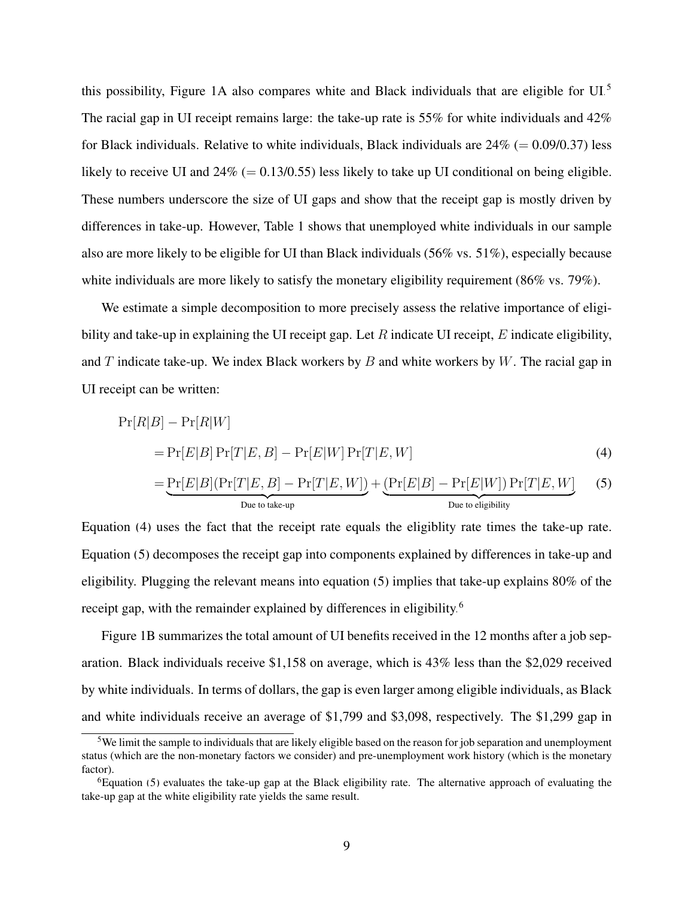this possibility, Figure 1A also compares white and Black individuals that are eligible for UI.[5] The racial gap in UI receipt remains large: the take-up rate is 55% for white individuals and 42% for Black individuals. Relative to white individuals, Black individuals are 24% (= 0.09/0.37) less likely to receive UI and 24% (= 0.13/0.55) less likely to take up UI conditional on being eligible. These numbers underscore the size of UI gaps and show that the receipt gap is mostly driven by differences in take-up. However, Table 1 shows that unemployed white individuals in our sample also are more likely to be eligible for UI than Black individuals (56% vs. 51%), especially because white individuals are more likely to satisfy the monetary eligibility requirement (86% vs. 79%).

We estimate a simple decomposition to more precisely assess the relative importance of eligibility and take-up in explaining the UI receipt gap. Let $R$ indicate UI receipt, $E$ indicate eligibility, and $T$ indicate take-up. We index Black workers by $B$ and white workers by $W$. The racial gap in UI receipt can be written:

$$
\begin{aligned}
&\Pr[R|B] - \Pr[R|W] \\
&\quad = \Pr[E|B]\Pr[T|E,B] - \Pr[E|W]\Pr[T|E,W] \qquad (4)\\
&\quad = \underbrace{\Pr[E|B](\Pr[T|E,B] - \Pr[T|E,W])}_{\text{Due to take-up}} + \underbrace{(\Pr[E|B] - \Pr[E|W])\Pr[T|E,W]}_{\text{Due to eligibility}} \qquad (5)
\end{aligned}
$$

Equation (4) uses the fact that the receipt rate equals the eligiblity rate times the take-up rate. Equation (5) decomposes the receipt gap into components explained by differences in take-up and eligibility. Plugging the relevant means into equation (5) implies that take-up explains 80% of the receipt gap, with the remainder explained by differences in eligibility.[6]

Figure 1B summarizes the total amount of UI benefits received in the 12 months after a job separation. Black individuals receive $1,158 on average, which is 43% less than the $2,029 received by white individuals. In terms of dollars, the gap is even larger among eligible individuals, as Black and white individuals receive an average of $1,799 and $3,098, respectively. The $1,299 gap in

[5]We limit the sample to individuals that are likely eligible based on the reason for job separation and unemployment status (which are the non-monetary factors we consider) and pre-unemployment work history (which is the monetary factor).

[6]Equation (5) evaluates the take-up gap at the Black eligibility rate. The alternative approach of evaluating the take-up gap at the white eligibility rate yields the same result.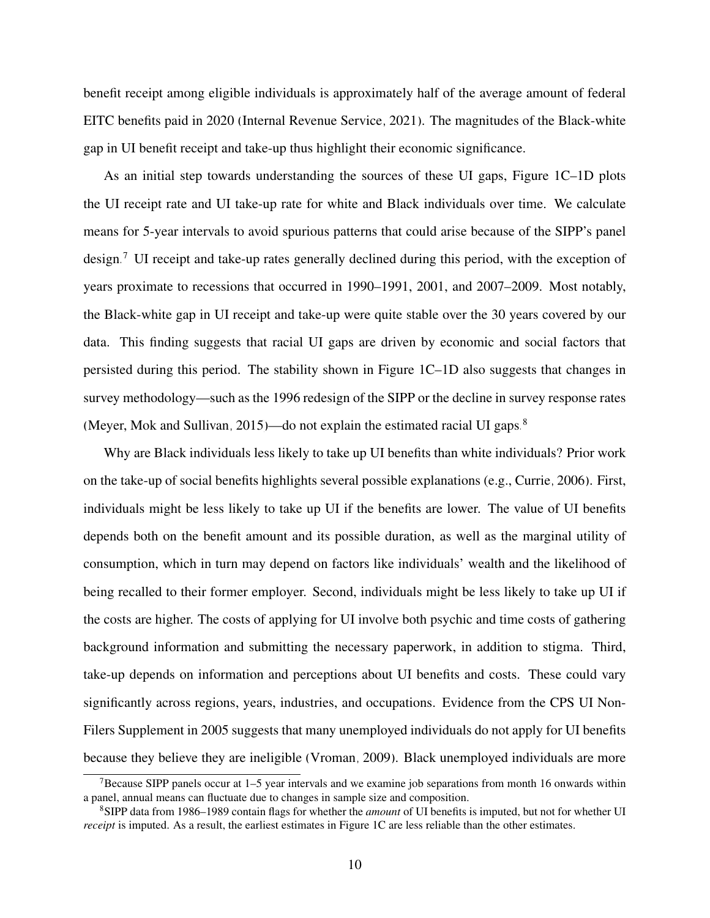benefit receipt among eligible individuals is approximately half of the average amount of federal EITC benefits paid in 2020 (Internal Revenue Service, 2021). The magnitudes of the Black-white gap in UI benefit receipt and take-up thus highlight their economic significance.

As an initial step towards understanding the sources of these UI gaps, Figure 1C–1D plots the UI receipt rate and UI take-up rate for white and Black individuals over time. We calculate means for 5-year intervals to avoid spurious patterns that could arise because of the SIPP's panel design.[7] UI receipt and take-up rates generally declined during this period, with the exception of years proximate to recessions that occurred in 1990–1991, 2001, and 2007–2009. Most notably, the Black-white gap in UI receipt and take-up were quite stable over the 30 years covered by our data. This finding suggests that racial UI gaps are driven by economic and social factors that persisted during this period. The stability shown in Figure 1C–1D also suggests that changes in survey methodology—such as the 1996 redesign of the SIPP or the decline in survey response rates (Meyer, Mok and Sullivan, 2015)—do not explain the estimated racial UI gaps.[8]

Why are Black individuals less likely to take up UI benefits than white individuals? Prior work on the take-up of social benefits highlights several possible explanations (e.g., Currie, 2006). First, individuals might be less likely to take up UI if the benefits are lower. The value of UI benefits depends both on the benefit amount and its possible duration, as well as the marginal utility of consumption, which in turn may depend on factors like individuals' wealth and the likelihood of being recalled to their former employer. Second, individuals might be less likely to take up UI if the costs are higher. The costs of applying for UI involve both psychic and time costs of gathering background information and submitting the necessary paperwork, in addition to stigma. Third, take-up depends on information and perceptions about UI benefits and costs. These could vary significantly across regions, years, industries, and occupations. Evidence from the CPS UI Non-Filers Supplement in 2005 suggests that many unemployed individuals do not apply for UI benefits because they believe they are ineligible (Vroman, 2009). Black unemployed individuals are more

[7] Because SIPP panels occur at 1–5 year intervals and we examine job separations from month 16 onwards within a panel, annual means can fluctuate due to changes in sample size and composition.

[8] SIPP data from 1986–1989 contain flags for whether the *amount* of UI benefits is imputed, but not for whether UI *receipt* is imputed. As a result, the earliest estimates in Figure 1C are less reliable than the other estimates.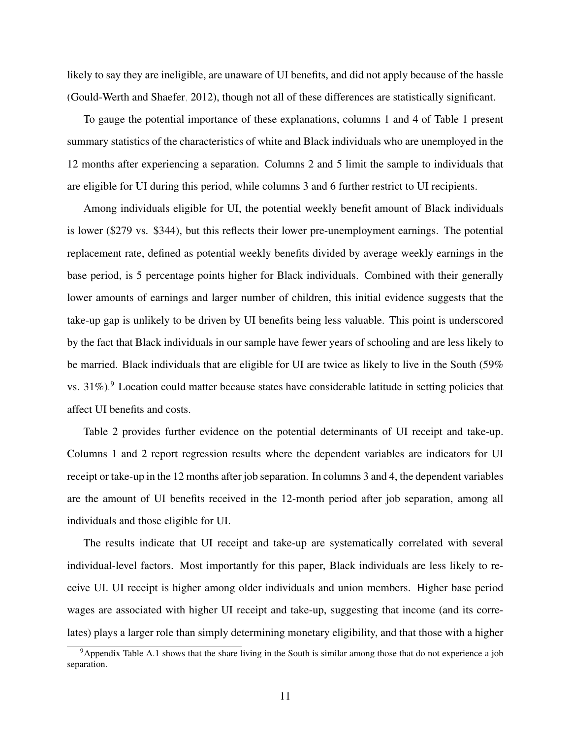likely to say they are ineligible, are unaware of UI benefits, and did not apply because of the hassle (Gould-Werth and Shaefer, 2012), though not all of these differences are statistically significant.

To gauge the potential importance of these explanations, columns 1 and 4 of Table 1 present summary statistics of the characteristics of white and Black individuals who are unemployed in the 12 months after experiencing a separation. Columns 2 and 5 limit the sample to individuals that are eligible for UI during this period, while columns 3 and 6 further restrict to UI recipients.

Among individuals eligible for UI, the potential weekly benefit amount of Black individuals is lower ($279 vs. $344), but this reflects their lower pre-unemployment earnings. The potential replacement rate, defined as potential weekly benefits divided by average weekly earnings in the base period, is 5 percentage points higher for Black individuals. Combined with their generally lower amounts of earnings and larger number of children, this initial evidence suggests that the take-up gap is unlikely to be driven by UI benefits being less valuable. This point is underscored by the fact that Black individuals in our sample have fewer years of schooling and are less likely to be married. Black individuals that are eligible for UI are twice as likely to live in the South (59% vs. 31%).[9] Location could matter because states have considerable latitude in setting policies that affect UI benefits and costs.

Table 2 provides further evidence on the potential determinants of UI receipt and take-up. Columns 1 and 2 report regression results where the dependent variables are indicators for UI receipt or take-up in the 12 months after job separation. In columns 3 and 4, the dependent variables are the amount of UI benefits received in the 12-month period after job separation, among all individuals and those eligible for UI.

The results indicate that UI receipt and take-up are systematically correlated with several individual-level factors. Most importantly for this paper, Black individuals are less likely to receive UI. UI receipt is higher among older individuals and union members. Higher base period wages are associated with higher UI receipt and take-up, suggesting that income (and its correlates) plays a larger role than simply determining monetary eligibility, and that those with a higher

[9] Appendix Table A.1 shows that the share living in the South is similar among those that do not experience a job separation.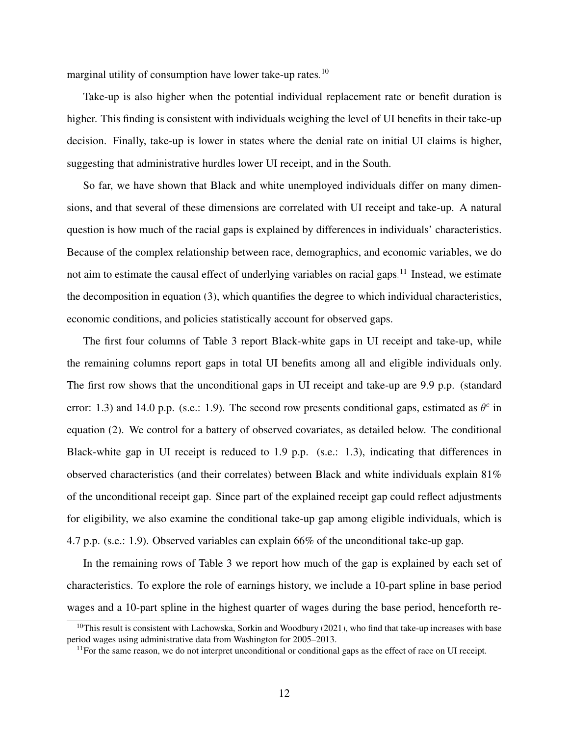marginal utility of consumption have lower take-up rates.[10]

Take-up is also higher when the potential individual replacement rate or benefit duration is higher. This finding is consistent with individuals weighing the level of UI benefits in their take-up decision. Finally, take-up is lower in states where the denial rate on initial UI claims is higher, suggesting that administrative hurdles lower UI receipt, and in the South.

So far, we have shown that Black and white unemployed individuals differ on many dimensions, and that several of these dimensions are correlated with UI receipt and take-up. A natural question is how much of the racial gaps is explained by differences in individuals' characteristics. Because of the complex relationship between race, demographics, and economic variables, we do not aim to estimate the causal effect of underlying variables on racial gaps.[11] Instead, we estimate the decomposition in equation (3), which quantifies the degree to which individual characteristics, economic conditions, and policies statistically account for observed gaps.

The first four columns of Table 3 report Black-white gaps in UI receipt and take-up, while the remaining columns report gaps in total UI benefits among all and eligible individuals only. The first row shows that the unconditional gaps in UI receipt and take-up are 9.9 p.p. (standard error: 1.3) and 14.0 p.p. (s.e.: 1.9). The second row presents conditional gaps, estimated as $\theta^c$ in equation (2). We control for a battery of observed covariates, as detailed below. The conditional Black-white gap in UI receipt is reduced to 1.9 p.p. (s.e.: 1.3), indicating that differences in observed characteristics (and their correlates) between Black and white individuals explain 81% of the unconditional receipt gap. Since part of the explained receipt gap could reflect adjustments for eligibility, we also examine the conditional take-up gap among eligible individuals, which is 4.7 p.p. (s.e.: 1.9). Observed variables can explain 66% of the unconditional take-up gap.

In the remaining rows of Table 3 we report how much of the gap is explained by each set of characteristics. To explore the role of earnings history, we include a 10-part spline in base period wages and a 10-part spline in the highest quarter of wages during the base period, henceforth re-

[10] This result is consistent with Lachowska, Sorkin and Woodbury (2021), who find that take-up increases with base period wages using administrative data from Washington for 2005–2013.

[11] For the same reason, we do not interpret unconditional or conditional gaps as the effect of race on UI receipt.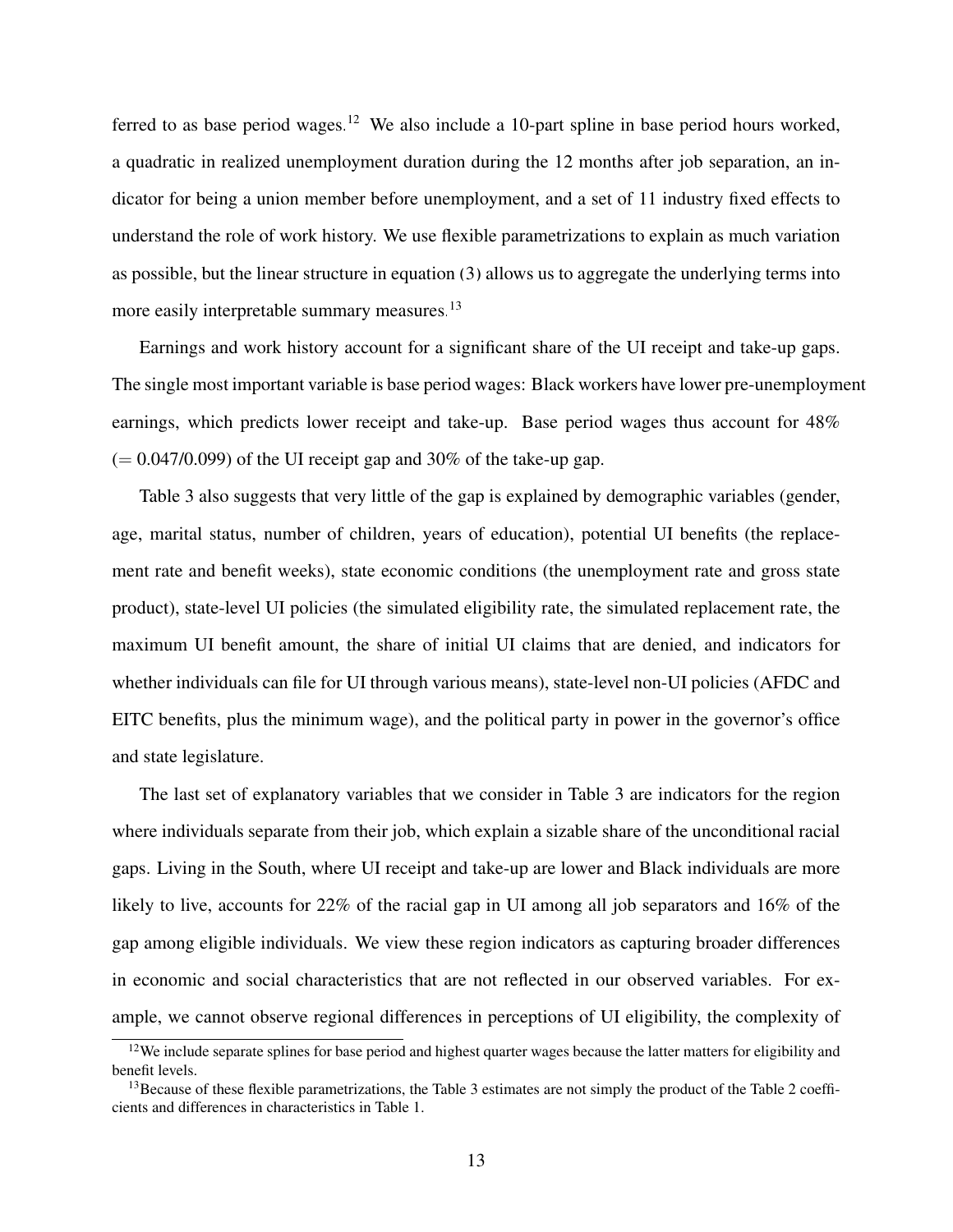ferred to as base period wages.[12] We also include a 10-part spline in base period hours worked, a quadratic in realized unemployment duration during the 12 months after job separation, an indicator for being a union member before unemployment, and a set of 11 industry fixed effects to understand the role of work history. We use flexible parametrizations to explain as much variation as possible, but the linear structure in equation (3) allows us to aggregate the underlying terms into more easily interpretable summary measures.[13]

Earnings and work history account for a significant share of the UI receipt and take-up gaps. The single most important variable is base period wages: Black workers have lower pre-unemployment earnings, which predicts lower receipt and take-up. Base period wages thus account for 48% (= 0.047/0.099) of the UI receipt gap and 30% of the take-up gap.

Table 3 also suggests that very little of the gap is explained by demographic variables (gender, age, marital status, number of children, years of education), potential UI benefits (the replacement rate and benefit weeks), state economic conditions (the unemployment rate and gross state product), state-level UI policies (the simulated eligibility rate, the simulated replacement rate, the maximum UI benefit amount, the share of initial UI claims that are denied, and indicators for whether individuals can file for UI through various means), state-level non-UI policies (AFDC and EITC benefits, plus the minimum wage), and the political party in power in the governor's office and state legislature.

The last set of explanatory variables that we consider in Table 3 are indicators for the region where individuals separate from their job, which explain a sizable share of the unconditional racial gaps. Living in the South, where UI receipt and take-up are lower and Black individuals are more likely to live, accounts for 22% of the racial gap in UI among all job separators and 16% of the gap among eligible individuals. We view these region indicators as capturing broader differences in economic and social characteristics that are not reflected in our observed variables. For example, we cannot observe regional differences in perceptions of UI eligibility, the complexity of

[12] We include separate splines for base period and highest quarter wages because the latter matters for eligibility and benefit levels.

[13] Because of these flexible parametrizations, the Table 3 estimates are not simply the product of the Table 2 coefficients and differences in characteristics in Table 1.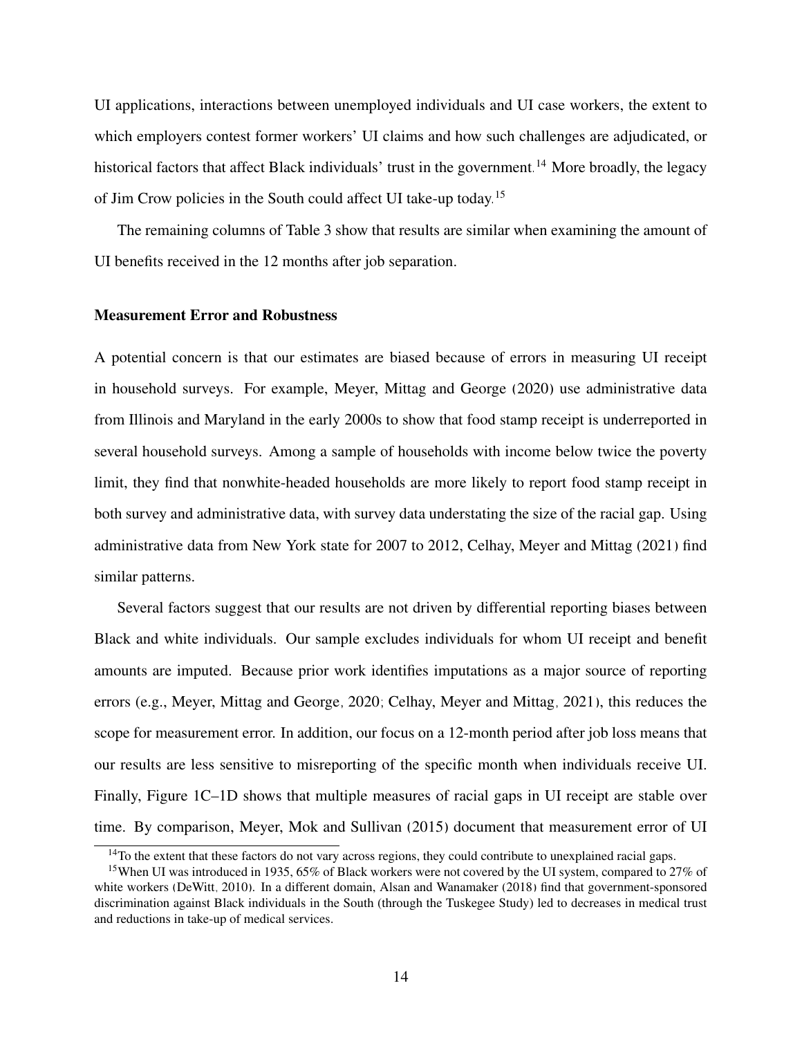UI applications, interactions between unemployed individuals and UI case workers, the extent to which employers contest former workers' UI claims and how such challenges are adjudicated, or historical factors that affect Black individuals' trust in the government.[14] More broadly, the legacy of Jim Crow policies in the South could affect UI take-up today.[15]

The remaining columns of Table 3 show that results are similar when examining the amount of UI benefits received in the 12 months after job separation.

**Measurement Error and Robustness**

A potential concern is that our estimates are biased because of errors in measuring UI receipt in household surveys. For example, Meyer, Mittag and George (2020) use administrative data from Illinois and Maryland in the early 2000s to show that food stamp receipt is underreported in several household surveys. Among a sample of households with income below twice the poverty limit, they find that nonwhite-headed households are more likely to report food stamp receipt in both survey and administrative data, with survey data understating the size of the racial gap. Using administrative data from New York state for 2007 to 2012, Celhay, Meyer and Mittag (2021) find similar patterns.

Several factors suggest that our results are not driven by differential reporting biases between Black and white individuals. Our sample excludes individuals for whom UI receipt and benefit amounts are imputed. Because prior work identifies imputations as a major source of reporting errors (e.g., Meyer, Mittag and George, 2020; Celhay, Meyer and Mittag, 2021), this reduces the scope for measurement error. In addition, our focus on a 12-month period after job loss means that our results are less sensitive to misreporting of the specific month when individuals receive UI. Finally, Figure 1C–1D shows that multiple measures of racial gaps in UI receipt are stable over time. By comparison, Meyer, Mok and Sullivan (2015) document that measurement error of UI

[14] To the extent that these factors do not vary across regions, they could contribute to unexplained racial gaps.

[15] When UI was introduced in 1935, 65% of Black workers were not covered by the UI system, compared to 27% of white workers (DeWitt, 2010). In a different domain, Alsan and Wanamaker (2018) find that government-sponsored discrimination against Black individuals in the South (through the Tuskegee Study) led to decreases in medical trust and reductions in take-up of medical services.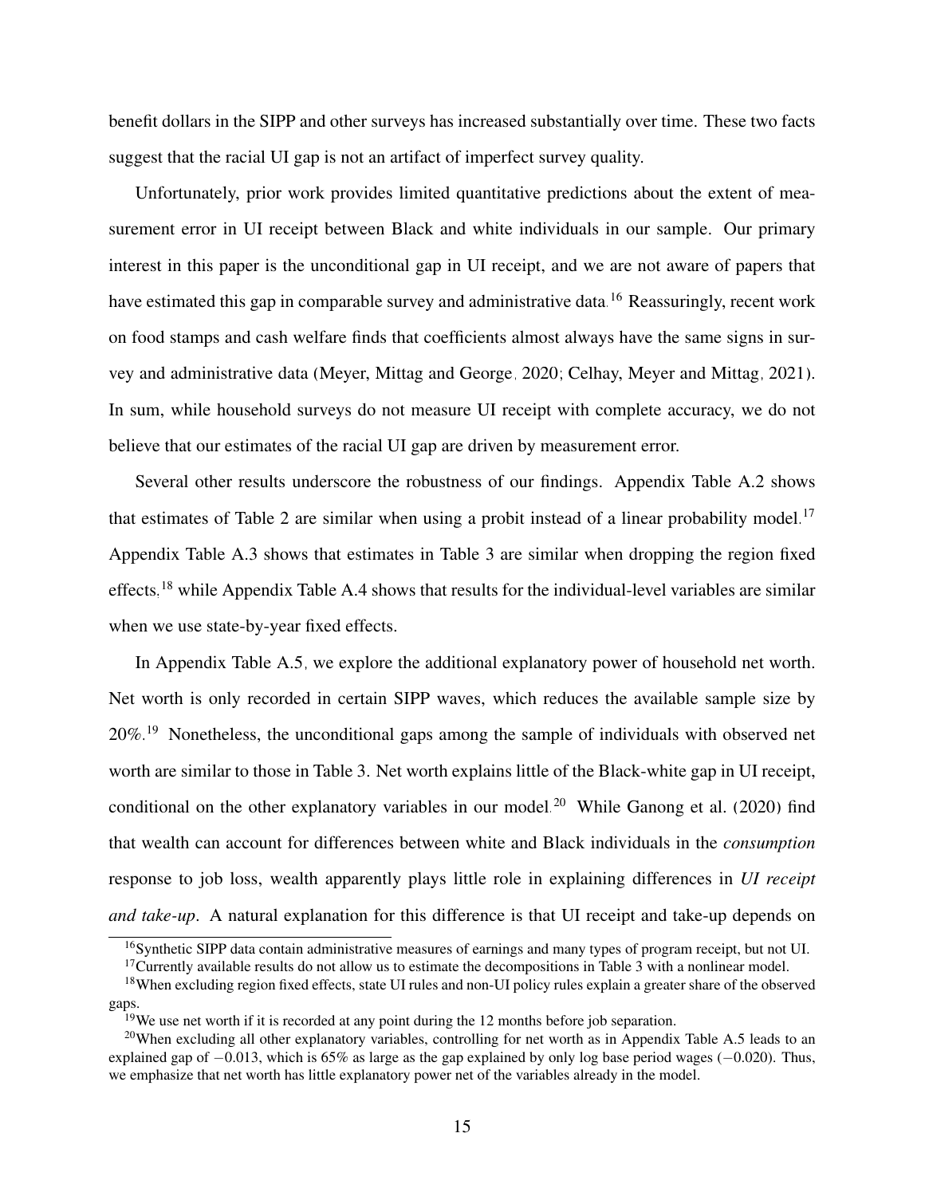benefit dollars in the SIPP and other surveys has increased substantially over time. These two facts suggest that the racial UI gap is not an artifact of imperfect survey quality.

Unfortunately, prior work provides limited quantitative predictions about the extent of measurement error in UI receipt between Black and white individuals in our sample. Our primary interest in this paper is the unconditional gap in UI receipt, and we are not aware of papers that have estimated this gap in comparable survey and administrative data.[16] Reassuringly, recent work on food stamps and cash welfare finds that coefficients almost always have the same signs in survey and administrative data (Meyer, Mittag and George, 2020; Celhay, Meyer and Mittag, 2021). In sum, while household surveys do not measure UI receipt with complete accuracy, we do not believe that our estimates of the racial UI gap are driven by measurement error.

Several other results underscore the robustness of our findings. Appendix Table A.2 shows that estimates of Table 2 are similar when using a probit instead of a linear probability model.[17] Appendix Table A.3 shows that estimates in Table 3 are similar when dropping the region fixed effects,[18] while Appendix Table A.4 shows that results for the individual-level variables are similar when we use state-by-year fixed effects.

In Appendix Table A.5, we explore the additional explanatory power of household net worth. Net worth is only recorded in certain SIPP waves, which reduces the available sample size by 20%.[19] Nonetheless, the unconditional gaps among the sample of individuals with observed net worth are similar to those in Table 3. Net worth explains little of the Black-white gap in UI receipt, conditional on the other explanatory variables in our model.[20] While Ganong et al. (2020) find that wealth can account for differences between white and Black individuals in the *consumption* response to job loss, wealth apparently plays little role in explaining differences in *UI receipt and take-up*. A natural explanation for this difference is that UI receipt and take-up depends on

[16] Synthetic SIPP data contain administrative measures of earnings and many types of program receipt, but not UI.

[17] Currently available results do not allow us to estimate the decompositions in Table 3 with a nonlinear model.

[18] When excluding region fixed effects, state UI rules and non-UI policy rules explain a greater share of the observed gaps.

[19] We use net worth if it is recorded at any point during the 12 months before job separation.

[20] When excluding all other explanatory variables, controlling for net worth as in Appendix Table A.5 leads to an explained gap of $-0.013$, which is 65% as large as the gap explained by only log base period wages ($-0.020$). Thus, we emphasize that net worth has little explanatory power net of the variables already in the model.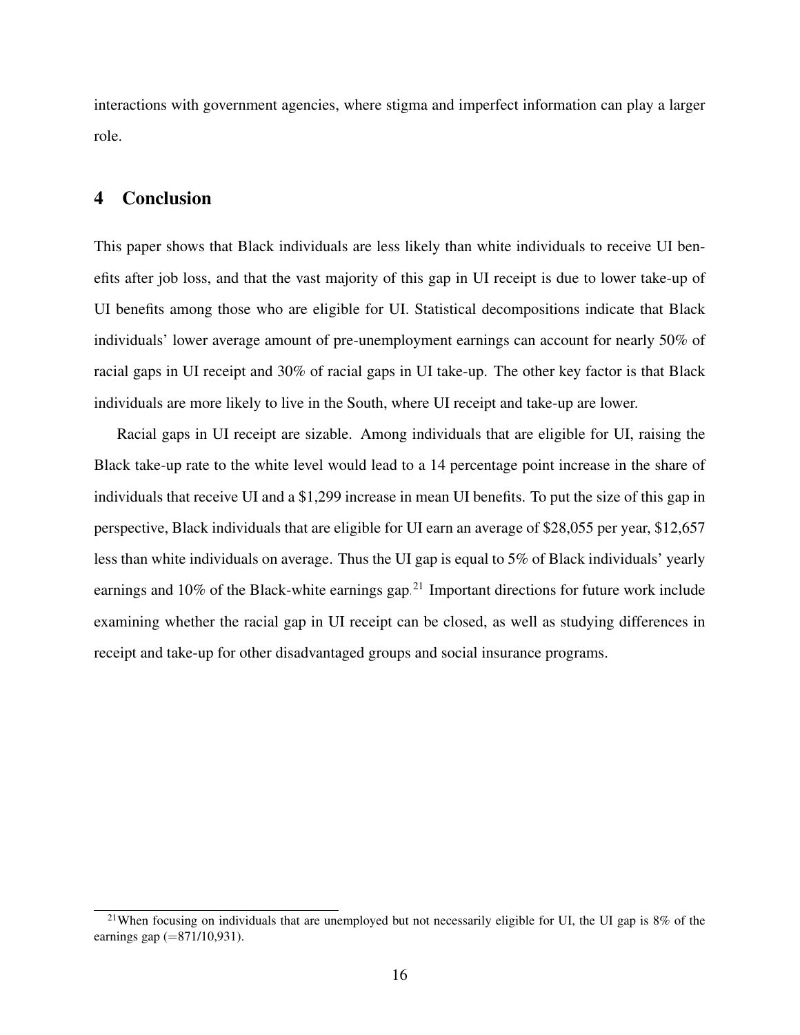interactions with government agencies, where stigma and imperfect information can play a larger role.

## 4 Conclusion

This paper shows that Black individuals are less likely than white individuals to receive UI benefits after job loss, and that the vast majority of this gap in UI receipt is due to lower take-up of UI benefits among those who are eligible for UI. Statistical decompositions indicate that Black individuals' lower average amount of pre-unemployment earnings can account for nearly 50% of racial gaps in UI receipt and 30% of racial gaps in UI take-up. The other key factor is that Black individuals are more likely to live in the South, where UI receipt and take-up are lower.

Racial gaps in UI receipt are sizable. Among individuals that are eligible for UI, raising the Black take-up rate to the white level would lead to a 14 percentage point increase in the share of individuals that receive UI and a $1,299 increase in mean UI benefits. To put the size of this gap in perspective, Black individuals that are eligible for UI earn an average of $28,055 per year, $12,657 less than white individuals on average. Thus the UI gap is equal to 5% of Black individuals' yearly earnings and 10% of the Black-white earnings gap.[21] Important directions for future work include examining whether the racial gap in UI receipt can be closed, as well as studying differences in receipt and take-up for other disadvantaged groups and social insurance programs.

[21] When focusing on individuals that are unemployed but not necessarily eligible for UI, the UI gap is 8% of the earnings gap (=871/10,931).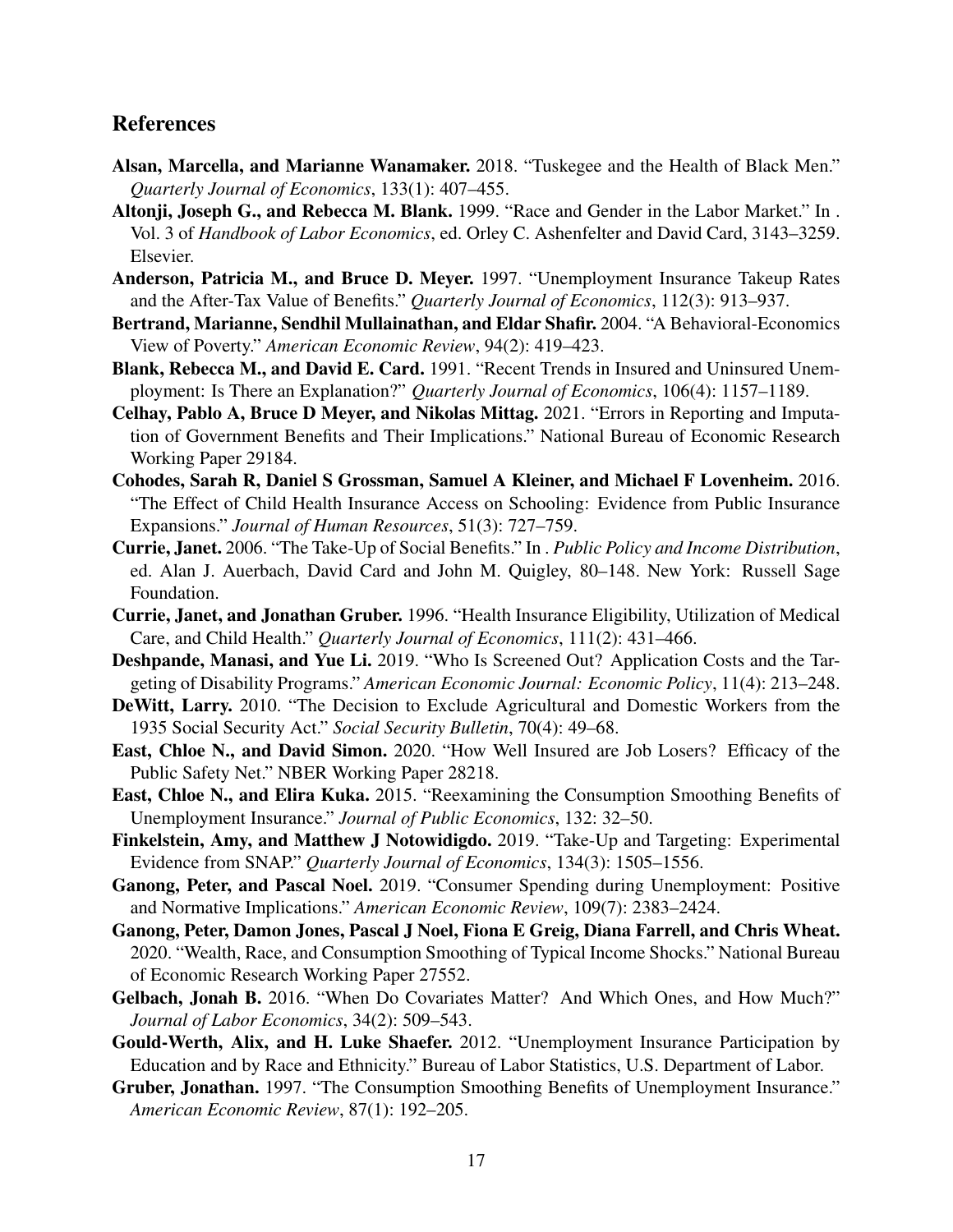## References

**Alsan, Marcella, and Marianne Wanamaker.** 2018. "Tuskegee and the Health of Black Men." *Quarterly Journal of Economics*, 133(1): 407–455.

**Altonji, Joseph G., and Rebecca M. Blank.** 1999. "Race and Gender in the Labor Market." In . Vol. 3 of *Handbook of Labor Economics*, ed. Orley C. Ashenfelter and David Card, 3143–3259. Elsevier.

**Anderson, Patricia M., and Bruce D. Meyer.** 1997. "Unemployment Insurance Takeup Rates and the After-Tax Value of Benefits." *Quarterly Journal of Economics*, 112(3): 913–937.

**Bertrand, Marianne, Sendhil Mullainathan, and Eldar Shafir.** 2004. "A Behavioral-Economics View of Poverty." *American Economic Review*, 94(2): 419–423.

**Blank, Rebecca M., and David E. Card.** 1991. "Recent Trends in Insured and Uninsured Unemployment: Is There an Explanation?" *Quarterly Journal of Economics*, 106(4): 1157–1189.

**Celhay, Pablo A, Bruce D Meyer, and Nikolas Mittag.** 2021. "Errors in Reporting and Imputation of Government Benefits and Their Implications." National Bureau of Economic Research Working Paper 29184.

**Cohodes, Sarah R, Daniel S Grossman, Samuel A Kleiner, and Michael F Lovenheim.** 2016. "The Effect of Child Health Insurance Access on Schooling: Evidence from Public Insurance Expansions." *Journal of Human Resources*, 51(3): 727–759.

**Currie, Janet.** 2006. "The Take-Up of Social Benefits." In . *Public Policy and Income Distribution*, ed. Alan J. Auerbach, David Card and John M. Quigley, 80–148. New York: Russell Sage Foundation.

**Currie, Janet, and Jonathan Gruber.** 1996. "Health Insurance Eligibility, Utilization of Medical Care, and Child Health." *Quarterly Journal of Economics*, 111(2): 431–466.

**Deshpande, Manasi, and Yue Li.** 2019. "Who Is Screened Out? Application Costs and the Targeting of Disability Programs." *American Economic Journal: Economic Policy*, 11(4): 213–248.

**DeWitt, Larry.** 2010. "The Decision to Exclude Agricultural and Domestic Workers from the 1935 Social Security Act." *Social Security Bulletin*, 70(4): 49–68.

**East, Chloe N., and David Simon.** 2020. "How Well Insured are Job Losers? Efficacy of the Public Safety Net." NBER Working Paper 28218.

**East, Chloe N., and Elira Kuka.** 2015. "Reexamining the Consumption Smoothing Benefits of Unemployment Insurance." *Journal of Public Economics*, 132: 32–50.

**Finkelstein, Amy, and Matthew J Notowidigdo.** 2019. "Take-Up and Targeting: Experimental Evidence from SNAP." *Quarterly Journal of Economics*, 134(3): 1505–1556.

**Ganong, Peter, and Pascal Noel.** 2019. "Consumer Spending during Unemployment: Positive and Normative Implications." *American Economic Review*, 109(7): 2383–2424.

**Ganong, Peter, Damon Jones, Pascal J Noel, Fiona E Greig, Diana Farrell, and Chris Wheat.** 2020. "Wealth, Race, and Consumption Smoothing of Typical Income Shocks." National Bureau of Economic Research Working Paper 27552.

**Gelbach, Jonah B.** 2016. "When Do Covariates Matter? And Which Ones, and How Much?" *Journal of Labor Economics*, 34(2): 509–543.

**Gould-Werth, Alix, and H. Luke Shaefer.** 2012. "Unemployment Insurance Participation by Education and by Race and Ethnicity." Bureau of Labor Statistics, U.S. Department of Labor.

**Gruber, Jonathan.** 1997. "The Consumption Smoothing Benefits of Unemployment Insurance." *American Economic Review*, 87(1): 192–205.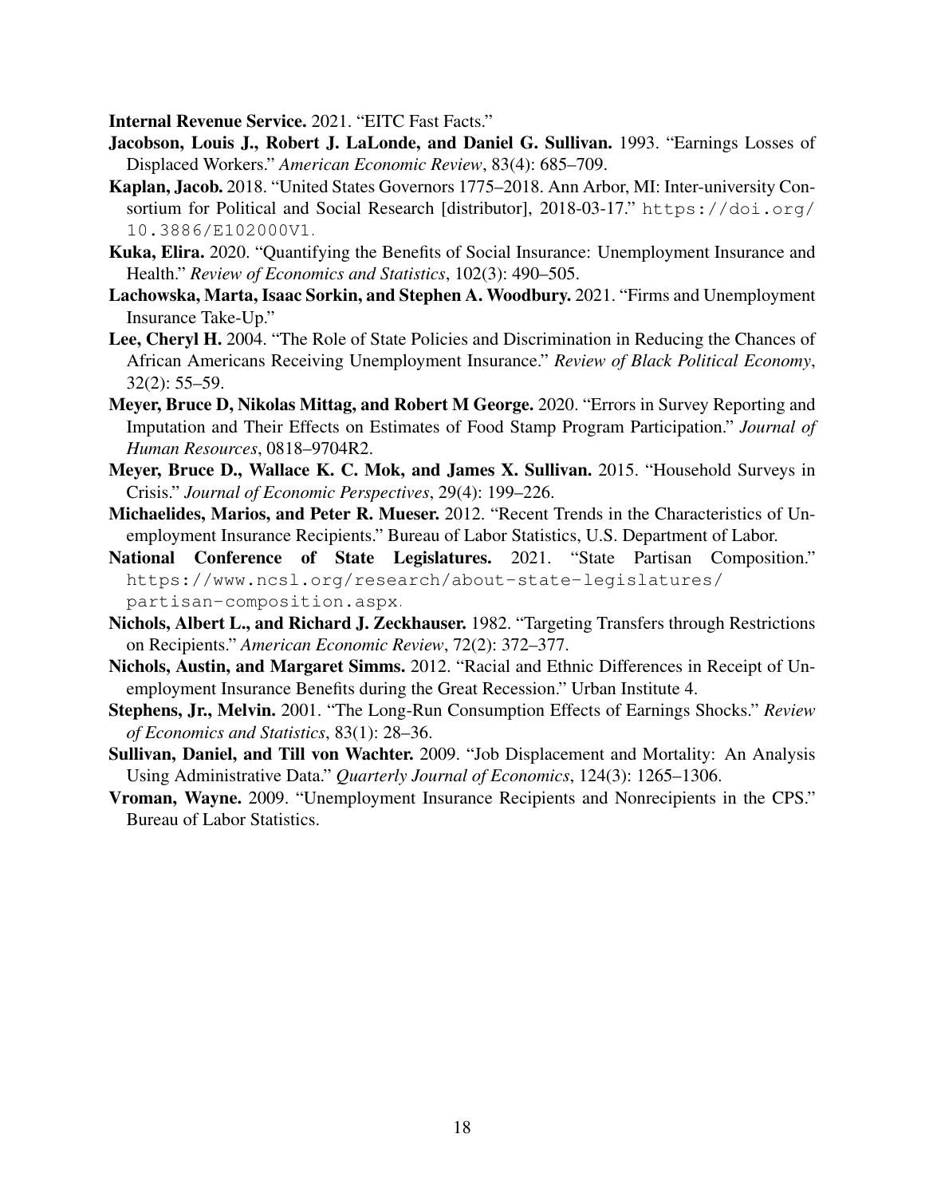**Internal Revenue Service.** 2021. "EITC Fast Facts."

**Jacobson, Louis J., Robert J. LaLonde, and Daniel G. Sullivan.** 1993. "Earnings Losses of Displaced Workers." *American Economic Review*, 83(4): 685–709.

**Kaplan, Jacob.** 2018. "United States Governors 1775–2018. Ann Arbor, MI: Inter-university Consortium for Political and Social Research [distributor], 2018-03-17." https://doi.org/10.3886/E102000V1.

**Kuka, Elira.** 2020. "Quantifying the Benefits of Social Insurance: Unemployment Insurance and Health." *Review of Economics and Statistics*, 102(3): 490–505.

**Lachowska, Marta, Isaac Sorkin, and Stephen A. Woodbury.** 2021. "Firms and Unemployment Insurance Take-Up."

**Lee, Cheryl H.** 2004. "The Role of State Policies and Discrimination in Reducing the Chances of African Americans Receiving Unemployment Insurance." *Review of Black Political Economy*, 32(2): 55–59.

**Meyer, Bruce D, Nikolas Mittag, and Robert M George.** 2020. "Errors in Survey Reporting and Imputation and Their Effects on Estimates of Food Stamp Program Participation." *Journal of Human Resources*, 0818–9704R2.

**Meyer, Bruce D., Wallace K. C. Mok, and James X. Sullivan.** 2015. "Household Surveys in Crisis." *Journal of Economic Perspectives*, 29(4): 199–226.

**Michaelides, Marios, and Peter R. Mueser.** 2012. "Recent Trends in the Characteristics of Unemployment Insurance Recipients." Bureau of Labor Statistics, U.S. Department of Labor.

**National Conference of State Legislatures.** 2021. "State Partisan Composition." https://www.ncsl.org/research/about-state-legislatures/partisan-composition.aspx.

**Nichols, Albert L., and Richard J. Zeckhauser.** 1982. "Targeting Transfers through Restrictions on Recipients." *American Economic Review*, 72(2): 372–377.

**Nichols, Austin, and Margaret Simms.** 2012. "Racial and Ethnic Differences in Receipt of Unemployment Insurance Benefits during the Great Recession." Urban Institute 4.

**Stephens, Jr., Melvin.** 2001. "The Long-Run Consumption Effects of Earnings Shocks." *Review of Economics and Statistics*, 83(1): 28–36.

**Sullivan, Daniel, and Till von Wachter.** 2009. "Job Displacement and Mortality: An Analysis Using Administrative Data." *Quarterly Journal of Economics*, 124(3): 1265–1306.

**Vroman, Wayne.** 2009. "Unemployment Insurance Recipients and Nonrecipients in the CPS." Bureau of Labor Statistics.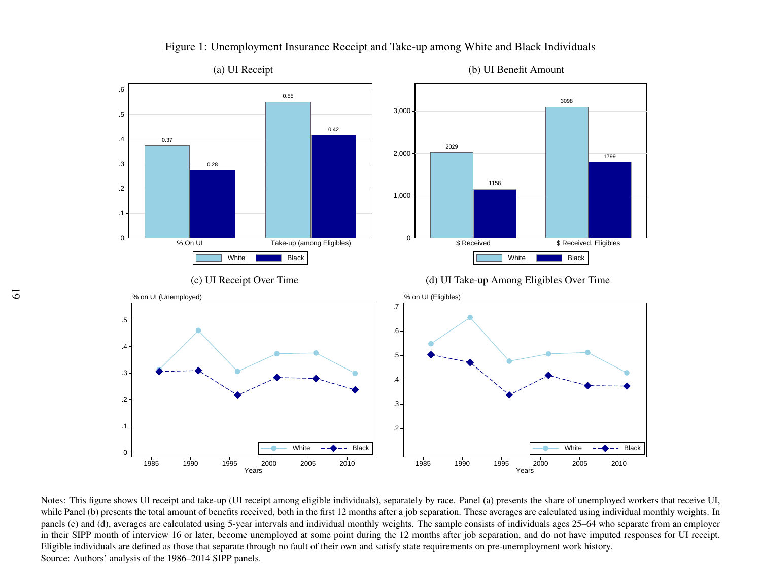Figure 1: Unemployment Insurance Receipt and Take-up among White and Black Individuals

(a) UI Receipt

| | White | Black |
|---|---|---|
| % On UI | 0.37 | 0.28 |
| Take-up (among Eligibles) | 0.55 | 0.42 |

(b) UI Benefit Amount

| | White | Black |
|---|---|---|
| $ Received | 2029 | 1158 |
| $ Received, Eligibles | 3098 | 1799 |

(c) UI Receipt Over Time

(d) UI Take-up Among Eligibles Over Time

Notes: This figure shows UI receipt and take-up (UI receipt among eligible individuals), separately by race. Panel (a) presents the share of unemployed workers that receive UI, while Panel (b) presents the total amount of benefits received, both in the first 12 months after a job separation. These averages are calculated using individual monthly weights. In panels (c) and (d), averages are calculated using 5-year intervals and individual monthly weights. The sample consists of individuals ages 25–64 who separate from an employer in their SIPP month of interview 16 or later, become unemployed at some point during the 12 months after job separation, and do not have imputed responses for UI receipt. Eligible individuals are defined as those that separate through no fault of their own and satisfy state requirements on pre-unemployment work history.
Source: Authors' analysis of the 1986–2014 SIPP panels.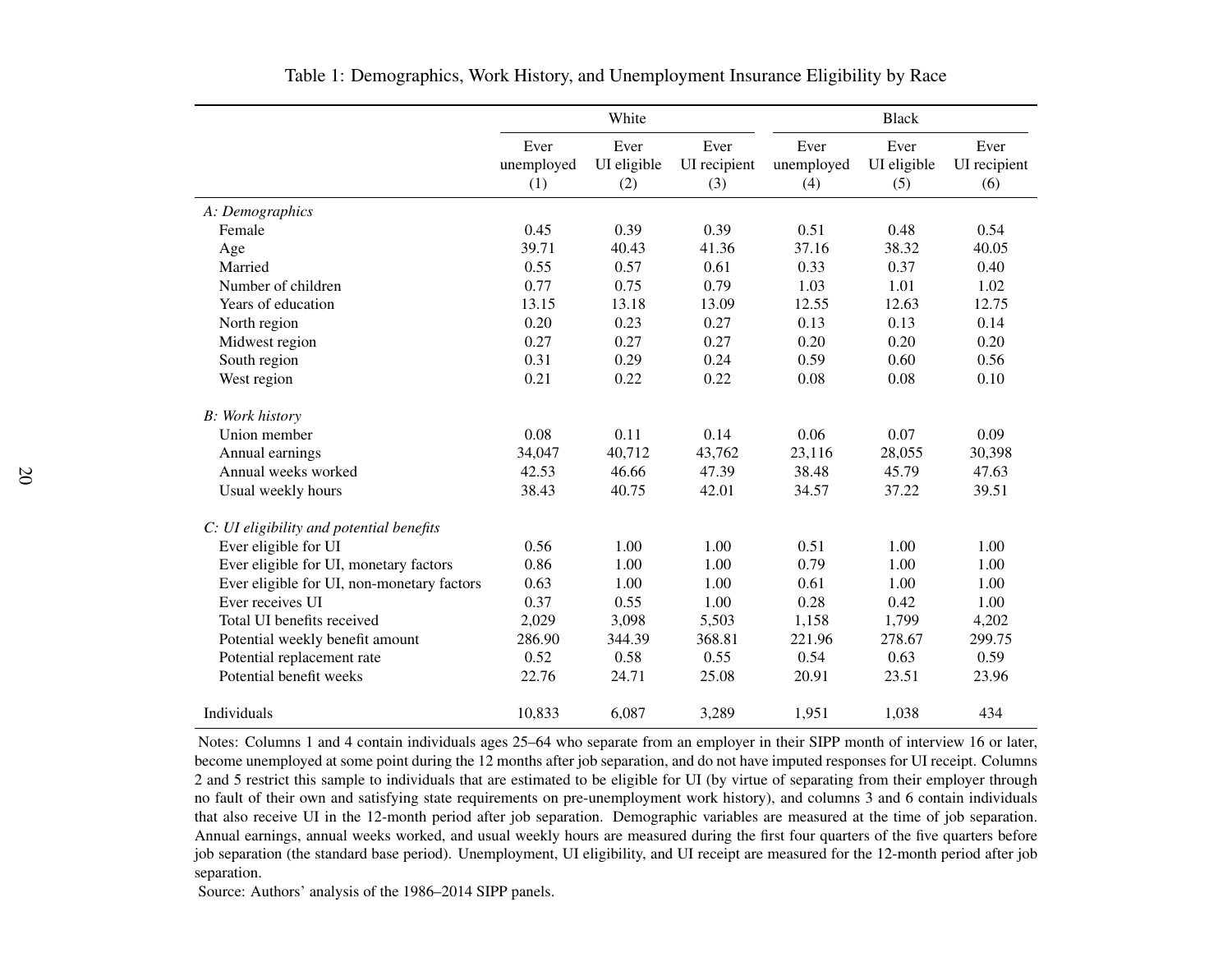Table 1: Demographics, Work History, and Unemployment Insurance Eligibility by Race

| | White | | | Black | | |
|---|---|---|---|---|---|---|
| | Ever unemployed (1) | Ever UI eligible (2) | Ever UI recipient (3) | Ever unemployed (4) | Ever UI eligible (5) | Ever UI recipient (6) |
| *A: Demographics* | | | | | | |
| Female | 0.45 | 0.39 | 0.39 | 0.51 | 0.48 | 0.54 |
| Age | 39.71 | 40.43 | 41.36 | 37.16 | 38.32 | 40.05 |
| Married | 0.55 | 0.57 | 0.61 | 0.33 | 0.37 | 0.40 |
| Number of children | 0.77 | 0.75 | 0.79 | 1.03 | 1.01 | 1.02 |
| Years of education | 13.15 | 13.18 | 13.09 | 12.55 | 12.63 | 12.75 |
| North region | 0.20 | 0.23 | 0.27 | 0.13 | 0.13 | 0.14 |
| Midwest region | 0.27 | 0.27 | 0.27 | 0.20 | 0.20 | 0.20 |
| South region | 0.31 | 0.29 | 0.24 | 0.59 | 0.60 | 0.56 |
| West region | 0.21 | 0.22 | 0.22 | 0.08 | 0.08 | 0.10 |
| *B: Work history* | | | | | | |
| Union member | 0.08 | 0.11 | 0.14 | 0.06 | 0.07 | 0.09 |
| Annual earnings | 34,047 | 40,712 | 43,762 | 23,116 | 28,055 | 30,398 |
| Annual weeks worked | 42.53 | 46.66 | 47.39 | 38.48 | 45.79 | 47.63 |
| Usual weekly hours | 38.43 | 40.75 | 42.01 | 34.57 | 37.22 | 39.51 |
| *C: UI eligibility and potential benefits* | | | | | | |
| Ever eligible for UI | 0.56 | 1.00 | 1.00 | 0.51 | 1.00 | 1.00 |
| Ever eligible for UI, monetary factors | 0.86 | 1.00 | 1.00 | 0.79 | 1.00 | 1.00 |
| Ever eligible for UI, non-monetary factors | 0.63 | 1.00 | 1.00 | 0.61 | 1.00 | 1.00 |
| Ever receives UI | 0.37 | 0.55 | 1.00 | 0.28 | 0.42 | 1.00 |
| Total UI benefits received | 2,029 | 3,098 | 5,503 | 1,158 | 1,799 | 4,202 |
| Potential weekly benefit amount | 286.90 | 344.39 | 368.81 | 221.96 | 278.67 | 299.75 |
| Potential replacement rate | 0.52 | 0.58 | 0.55 | 0.54 | 0.63 | 0.59 |
| Potential benefit weeks | 22.76 | 24.71 | 25.08 | 20.91 | 23.51 | 23.96 |
| Individuals | 10,833 | 6,087 | 3,289 | 1,951 | 1,038 | 434 |

Notes: Columns 1 and 4 contain individuals ages 25–64 who separate from an employer in their SIPP month of interview 16 or later, become unemployed at some point during the 12 months after job separation, and do not have imputed responses for UI receipt. Columns 2 and 5 restrict this sample to individuals that are estimated to be eligible for UI (by virtue of separating from their employer through no fault of their own and satisfying state requirements on pre-unemployment work history), and columns 3 and 6 contain individuals that also receive UI in the 12-month period after job separation. Demographic variables are measured at the time of job separation. Annual earnings, annual weeks worked, and usual weekly hours are measured during the first four quarters of the five quarters before job separation (the standard base period). Unemployment, UI eligibility, and UI receipt are measured for the 12-month period after job separation.

Source: Authors' analysis of the 1986–2014 SIPP panels.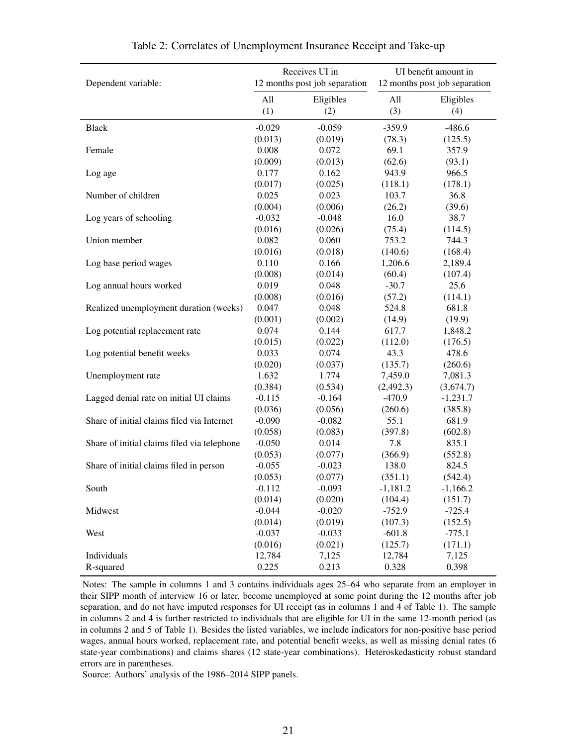Table 2: Correlates of Unemployment Insurance Receipt and Take-up

| Dependent variable: | Receives UI in 12 months post job separation | | UI benefit amount in 12 months post job separation | |
|---|---|---|---|---|
| | All (1) | Eligibles (2) | All (3) | Eligibles (4) |
| Black | -0.029 | -0.059 | -359.9 | -486.6 |
| | (0.013) | (0.019) | (78.3) | (125.5) |
| Female | 0.008 | 0.072 | 69.1 | 357.9 |
| | (0.009) | (0.013) | (62.6) | (93.1) |
| Log age | 0.177 | 0.162 | 943.9 | 966.5 |
| | (0.017) | (0.025) | (118.1) | (178.1) |
| Number of children | 0.025 | 0.023 | 103.7 | 36.8 |
| | (0.004) | (0.006) | (26.2) | (39.6) |
| Log years of schooling | -0.032 | -0.048 | 16.0 | 38.7 |
| | (0.016) | (0.026) | (75.4) | (114.5) |
| Union member | 0.082 | 0.060 | 753.2 | 744.3 |
| | (0.016) | (0.018) | (140.6) | (168.4) |
| Log base period wages | 0.110 | 0.166 | 1,206.6 | 2,189.4 |
| | (0.008) | (0.014) | (60.4) | (107.4) |
| Log annual hours worked | 0.019 | 0.048 | -30.7 | 25.6 |
| | (0.008) | (0.016) | (57.2) | (114.1) |
| Realized unemployment duration (weeks) | 0.047 | 0.048 | 524.8 | 681.8 |
| | (0.001) | (0.002) | (14.9) | (19.9) |
| Log potential replacement rate | 0.074 | 0.144 | 617.7 | 1,848.2 |
| | (0.015) | (0.022) | (112.0) | (176.5) |
| Log potential benefit weeks | 0.033 | 0.074 | 43.3 | 478.6 |
| | (0.020) | (0.037) | (135.7) | (260.6) |
| Unemployment rate | 1.632 | 1.774 | 7,459.0 | 7,081.3 |
| | (0.384) | (0.534) | (2,492.3) | (3,674.7) |
| Lagged denial rate on initial UI claims | -0.115 | -0.164 | -470.9 | -1,231.7 |
| | (0.036) | (0.056) | (260.6) | (385.8) |
| Share of initial claims filed via Internet | -0.090 | -0.082 | 55.1 | 681.9 |
| | (0.058) | (0.083) | (397.8) | (602.8) |
| Share of initial claims filed via telephone | -0.050 | 0.014 | 7.8 | 835.1 |
| | (0.053) | (0.077) | (366.9) | (552.8) |
| Share of initial claims filed in person | -0.055 | -0.023 | 138.0 | 824.5 |
| | (0.053) | (0.077) | (351.1) | (542.4) |
| South | -0.112 | -0.093 | -1,181.2 | -1,166.2 |
| | (0.014) | (0.020) | (104.4) | (151.7) |
| Midwest | -0.044 | -0.020 | -752.9 | -725.4 |
| | (0.014) | (0.019) | (107.3) | (152.5) |
| West | -0.037 | -0.033 | -601.8 | -775.1 |
| | (0.016) | (0.021) | (125.7) | (171.1) |
| Individuals | 12,784 | 7,125 | 12,784 | 7,125 |
| R-squared | 0.225 | 0.213 | 0.328 | 0.398 |

Notes: The sample in columns 1 and 3 contains individuals ages 25–64 who separate from an employer in their SIPP month of interview 16 or later, become unemployed at some point during the 12 months after job separation, and do not have imputed responses for UI receipt (as in columns 1 and 4 of Table 1). The sample in columns 2 and 4 is further restricted to individuals that are eligible for UI in the same 12-month period (as in columns 2 and 5 of Table 1). Besides the listed variables, we include indicators for non-positive base period wages, annual hours worked, replacement rate, and potential benefit weeks, as well as missing denial rates (6 state-year combinations) and claims shares (12 state-year combinations). Heteroskedasticity robust standard errors are in parentheses.

Source: Authors' analysis of the 1986–2014 SIPP panels.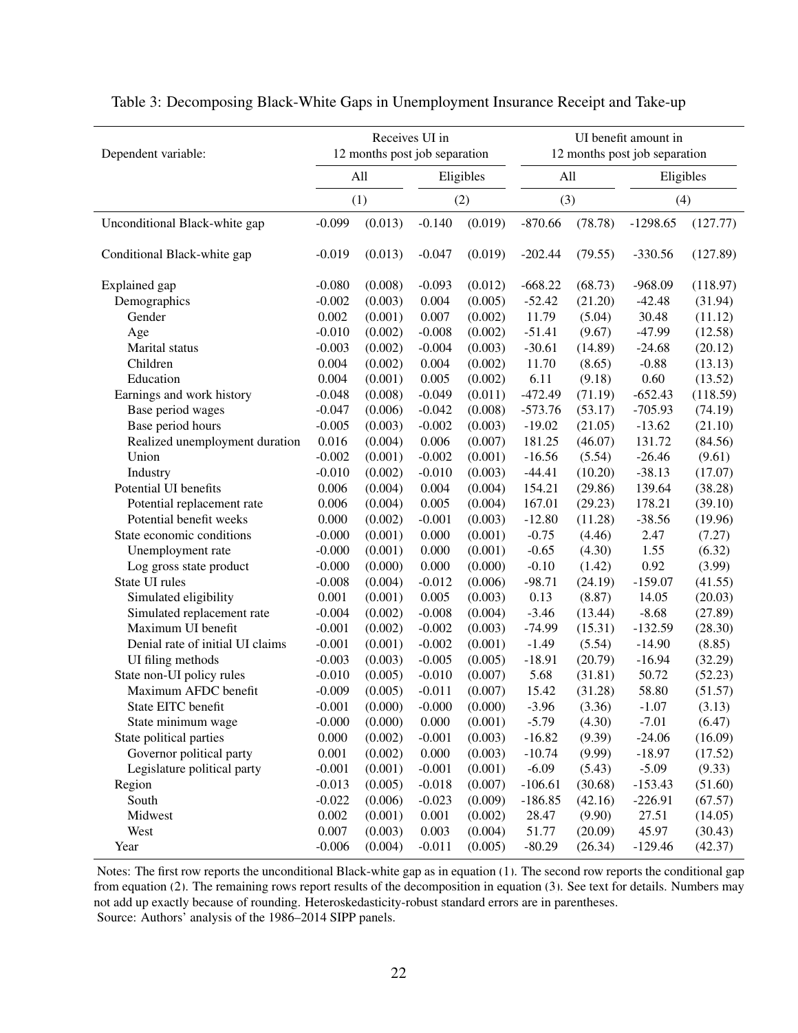Table 3: Decomposing Black-White Gaps in Unemployment Insurance Receipt and Take-up

| Dependent variable: | Receives UI in 12 months post job separation | | | | UI benefit amount in 12 months post job separation | | | |
|---|---|---|---|---|---|---|---|---|
| | All | | Eligibles | | All | | Eligibles | |
| | (1) | | (2) | | (3) | | (4) | |
| Unconditional Black-white gap | -0.099 | (0.013) | -0.140 | (0.019) | -870.66 | (78.78) | -1298.65 | (127.77) |
| Conditional Black-white gap | -0.019 | (0.013) | -0.047 | (0.019) | -202.44 | (79.55) | -330.56 | (127.89) |
| Explained gap | -0.080 | (0.008) | -0.093 | (0.012) | -668.22 | (68.73) | -968.09 | (118.97) |
| Demographics | -0.002 | (0.003) | 0.004 | (0.005) | -52.42 | (21.20) | -42.48 | (31.94) |
| Gender | 0.002 | (0.001) | 0.007 | (0.002) | 11.79 | (5.04) | 30.48 | (11.12) |
| Age | -0.010 | (0.002) | -0.008 | (0.002) | -51.41 | (9.67) | -47.99 | (12.58) |
| Marital status | -0.003 | (0.002) | -0.004 | (0.003) | -30.61 | (14.89) | -24.68 | (20.12) |
| Children | 0.004 | (0.002) | 0.004 | (0.002) | 11.70 | (8.65) | -0.88 | (13.13) |
| Education | 0.004 | (0.001) | 0.005 | (0.002) | 6.11 | (9.18) | 0.60 | (13.52) |
| Earnings and work history | -0.048 | (0.008) | -0.049 | (0.011) | -472.49 | (71.19) | -652.43 | (118.59) |
| Base period wages | -0.047 | (0.006) | -0.042 | (0.008) | -573.76 | (53.17) | -705.93 | (74.19) |
| Base period hours | -0.005 | (0.003) | -0.002 | (0.003) | -19.02 | (21.05) | -13.62 | (21.10) |
| Realized unemployment duration | 0.016 | (0.004) | 0.006 | (0.007) | 181.25 | (46.07) | 131.72 | (84.56) |
| Union | -0.002 | (0.001) | -0.002 | (0.001) | -16.56 | (5.54) | -26.46 | (9.61) |
| Industry | -0.010 | (0.002) | -0.010 | (0.003) | -44.41 | (10.20) | -38.13 | (17.07) |
| Potential UI benefits | 0.006 | (0.004) | 0.004 | (0.004) | 154.21 | (29.86) | 139.64 | (38.28) |
| Potential replacement rate | 0.006 | (0.004) | 0.005 | (0.004) | 167.01 | (29.23) | 178.21 | (39.10) |
| Potential benefit weeks | 0.000 | (0.002) | -0.001 | (0.003) | -12.80 | (11.28) | -38.56 | (19.96) |
| State economic conditions | -0.000 | (0.001) | 0.000 | (0.001) | -0.75 | (4.46) | 2.47 | (7.27) |
| Unemployment rate | -0.000 | (0.001) | 0.000 | (0.001) | -0.65 | (4.30) | 1.55 | (6.32) |
| Log gross state product | -0.000 | (0.000) | 0.000 | (0.000) | -0.10 | (1.42) | 0.92 | (3.99) |
| State UI rules | -0.008 | (0.004) | -0.012 | (0.006) | -98.71 | (24.19) | -159.07 | (41.55) |
| Simulated eligibility | 0.001 | (0.001) | 0.005 | (0.003) | 0.13 | (8.87) | 14.05 | (20.03) |
| Simulated replacement rate | -0.004 | (0.002) | -0.008 | (0.004) | -3.46 | (13.44) | -8.68 | (27.89) |
| Maximum UI benefit | -0.001 | (0.002) | -0.002 | (0.003) | -74.99 | (15.31) | -132.59 | (28.30) |
| Denial rate of initial UI claims | -0.001 | (0.001) | -0.002 | (0.001) | -1.49 | (5.54) | -14.90 | (8.85) |
| UI filing methods | -0.003 | (0.003) | -0.005 | (0.005) | -18.91 | (20.79) | -16.94 | (32.29) |
| State non-UI policy rules | -0.010 | (0.005) | -0.010 | (0.007) | 5.68 | (31.81) | 50.72 | (52.23) |
| Maximum AFDC benefit | -0.009 | (0.005) | -0.011 | (0.007) | 15.42 | (31.28) | 58.80 | (51.57) |
| State EITC benefit | -0.001 | (0.000) | -0.000 | (0.000) | -3.96 | (3.36) | -1.07 | (3.13) |
| State minimum wage | -0.000 | (0.000) | 0.000 | (0.001) | -5.79 | (4.30) | -7.01 | (6.47) |
| State political parties | 0.000 | (0.002) | -0.001 | (0.003) | -16.82 | (9.39) | -24.06 | (16.09) |
| Governor political party | 0.001 | (0.002) | 0.000 | (0.003) | -10.74 | (9.99) | -18.97 | (17.52) |
| Legislature political party | -0.001 | (0.001) | -0.001 | (0.001) | -6.09 | (5.43) | -5.09 | (9.33) |
| Region | -0.013 | (0.005) | -0.018 | (0.007) | -106.61 | (30.68) | -153.43 | (51.60) |
| South | -0.022 | (0.006) | -0.023 | (0.009) | -186.85 | (42.16) | -226.91 | (67.57) |
| Midwest | 0.002 | (0.001) | 0.001 | (0.002) | 28.47 | (9.90) | 27.51 | (14.05) |
| West | 0.007 | (0.003) | 0.003 | (0.004) | 51.77 | (20.09) | 45.97 | (30.43) |
| Year | -0.006 | (0.004) | -0.011 | (0.005) | -80.29 | (26.34) | -129.46 | (42.37) |

Notes: The first row reports the unconditional Black-white gap as in equation (1). The second row reports the conditional gap from equation (2). The remaining rows report results of the decomposition in equation (3). See text for details. Numbers may not add up exactly because of rounding. Heteroskedasticity-robust standard errors are in parentheses.
Source: Authors' analysis of the 1986–2014 SIPP panels.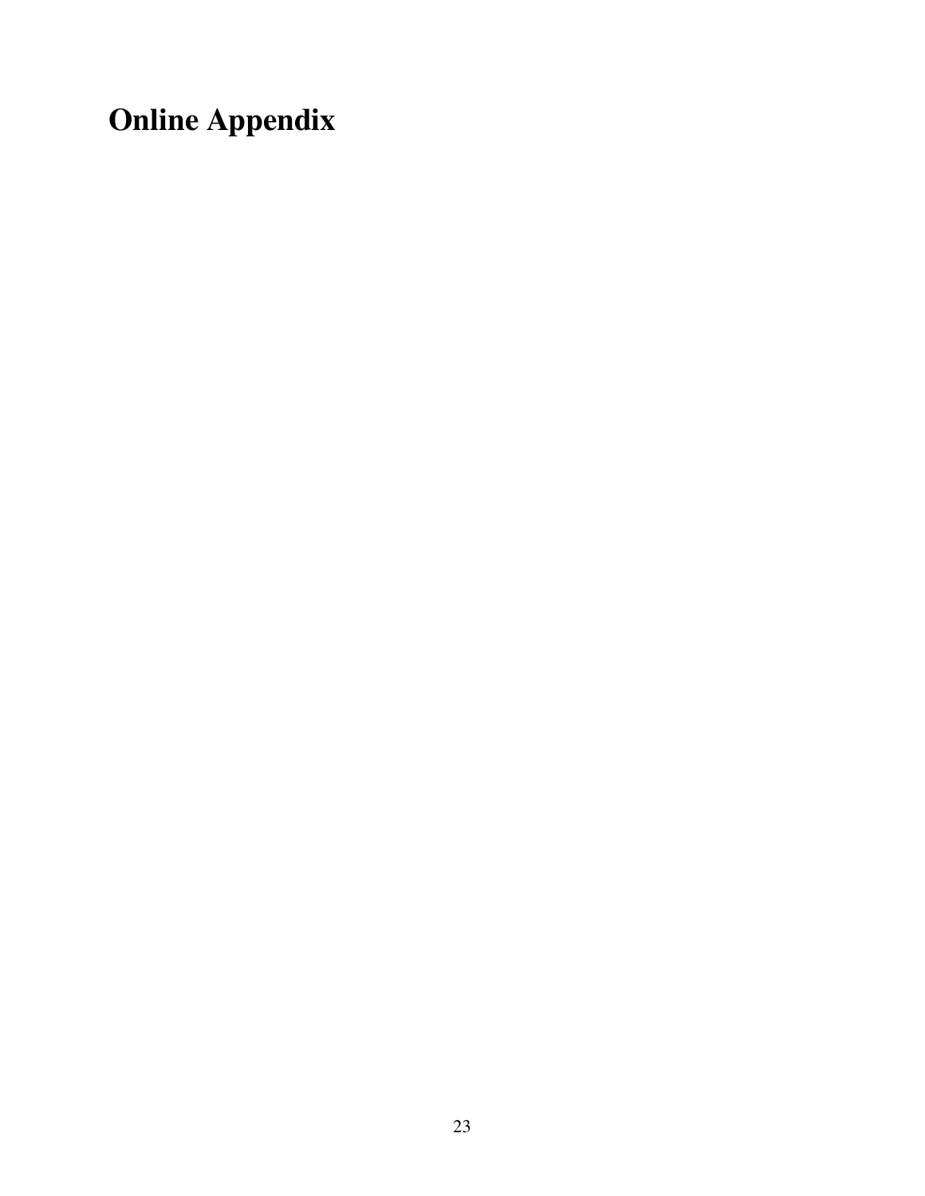# Online Appendix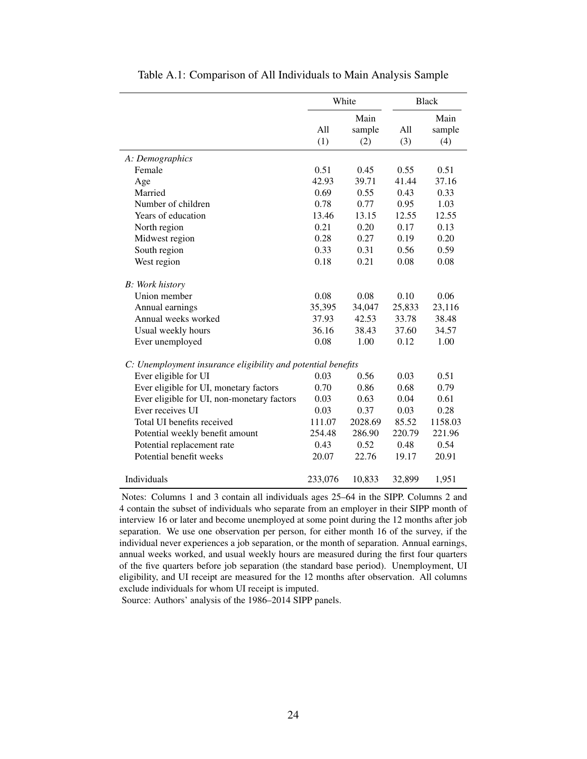Table A.1: Comparison of All Individuals to Main Analysis Sample

| | White | | Black | |
|---|---|---|---|---|
| | All (1) | Main sample (2) | All (3) | Main sample (4) |
| *A: Demographics* | | | | |
| Female | 0.51 | 0.45 | 0.55 | 0.51 |
| Age | 42.93 | 39.71 | 41.44 | 37.16 |
| Married | 0.69 | 0.55 | 0.43 | 0.33 |
| Number of children | 0.78 | 0.77 | 0.95 | 1.03 |
| Years of education | 13.46 | 13.15 | 12.55 | 12.55 |
| North region | 0.21 | 0.20 | 0.17 | 0.13 |
| Midwest region | 0.28 | 0.27 | 0.19 | 0.20 |
| South region | 0.33 | 0.31 | 0.56 | 0.59 |
| West region | 0.18 | 0.21 | 0.08 | 0.08 |
| *B: Work history* | | | | |
| Union member | 0.08 | 0.08 | 0.10 | 0.06 |
| Annual earnings | 35,395 | 34,047 | 25,833 | 23,116 |
| Annual weeks worked | 37.93 | 42.53 | 33.78 | 38.48 |
| Usual weekly hours | 36.16 | 38.43 | 37.60 | 34.57 |
| Ever unemployed | 0.08 | 1.00 | 0.12 | 1.00 |
| *C: Unemployment insurance eligibility and potential benefits* | | | | |
| Ever eligible for UI | 0.03 | 0.56 | 0.03 | 0.51 |
| Ever eligible for UI, monetary factors | 0.70 | 0.86 | 0.68 | 0.79 |
| Ever eligible for UI, non-monetary factors | 0.03 | 0.63 | 0.04 | 0.61 |
| Ever receives UI | 0.03 | 0.37 | 0.03 | 0.28 |
| Total UI benefits received | 111.07 | 2028.69 | 85.52 | 1158.03 |
| Potential weekly benefit amount | 254.48 | 286.90 | 220.79 | 221.96 |
| Potential replacement rate | 0.43 | 0.52 | 0.48 | 0.54 |
| Potential benefit weeks | 20.07 | 22.76 | 19.17 | 20.91 |
| Individuals | 233,076 | 10,833 | 32,899 | 1,951 |

Notes: Columns 1 and 3 contain all individuals ages 25–64 in the SIPP. Columns 2 and 4 contain the subset of individuals who separate from an employer in their SIPP month of interview 16 or later and become unemployed at some point during the 12 months after job separation. We use one observation per person, for either month 16 of the survey, if the individual never experiences a job separation, or the month of separation. Annual earnings, annual weeks worked, and usual weekly hours are measured during the first four quarters of the five quarters before job separation (the standard base period). Unemployment, UI eligibility, and UI receipt are measured for the 12 months after observation. All columns exclude individuals for whom UI receipt is imputed.

Source: Authors' analysis of the 1986–2014 SIPP panels.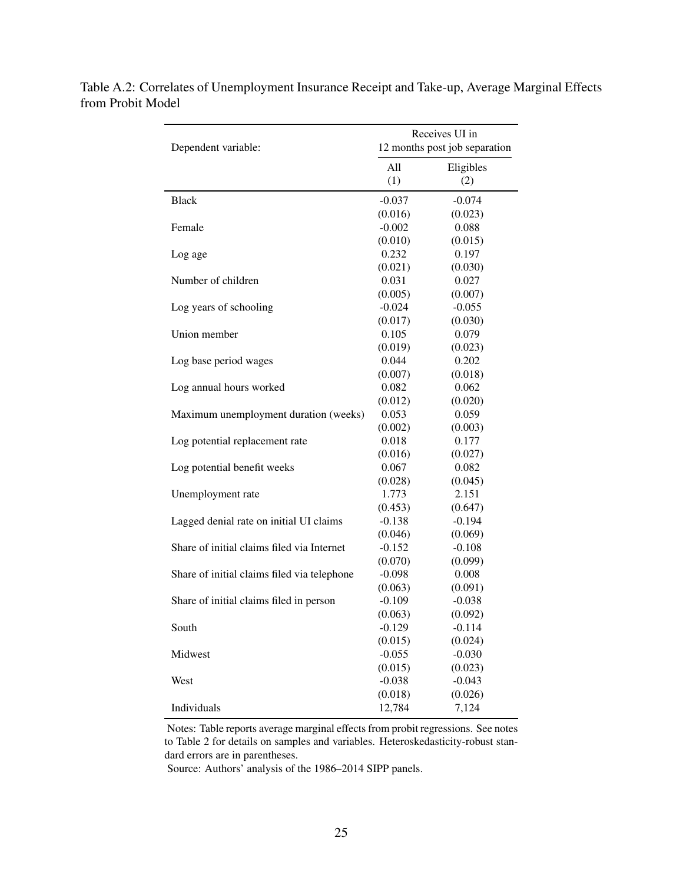Table A.2: Correlates of Unemployment Insurance Receipt and Take-up, Average Marginal Effects from Probit Model

| Dependent variable: | Receives UI in 12 months post job separation | |
|---|---|---|
| | All (1) | Eligibles (2) |
| Black | -0.037 | -0.074 |
| | (0.016) | (0.023) |
| Female | -0.002 | 0.088 |
| | (0.010) | (0.015) |
| Log age | 0.232 | 0.197 |
| | (0.021) | (0.030) |
| Number of children | 0.031 | 0.027 |
| | (0.005) | (0.007) |
| Log years of schooling | -0.024 | -0.055 |
| | (0.017) | (0.030) |
| Union member | 0.105 | 0.079 |
| | (0.019) | (0.023) |
| Log base period wages | 0.044 | 0.202 |
| | (0.007) | (0.018) |
| Log annual hours worked | 0.082 | 0.062 |
| | (0.012) | (0.020) |
| Maximum unemployment duration (weeks) | 0.053 | 0.059 |
| | (0.002) | (0.003) |
| Log potential replacement rate | 0.018 | 0.177 |
| | (0.016) | (0.027) |
| Log potential benefit weeks | 0.067 | 0.082 |
| | (0.028) | (0.045) |
| Unemployment rate | 1.773 | 2.151 |
| | (0.453) | (0.647) |
| Lagged denial rate on initial UI claims | -0.138 | -0.194 |
| | (0.046) | (0.069) |
| Share of initial claims filed via Internet | -0.152 | -0.108 |
| | (0.070) | (0.099) |
| Share of initial claims filed via telephone | -0.098 | 0.008 |
| | (0.063) | (0.091) |
| Share of initial claims filed in person | -0.109 | -0.038 |
| | (0.063) | (0.092) |
| South | -0.129 | -0.114 |
| | (0.015) | (0.024) |
| Midwest | -0.055 | -0.030 |
| | (0.015) | (0.023) |
| West | -0.038 | -0.043 |
| | (0.018) | (0.026) |
| Individuals | 12,784 | 7,124 |

Notes: Table reports average marginal effects from probit regressions. See notes to Table 2 for details on samples and variables. Heteroskedasticity-robust standard errors are in parentheses.

Source: Authors' analysis of the 1986–2014 SIPP panels.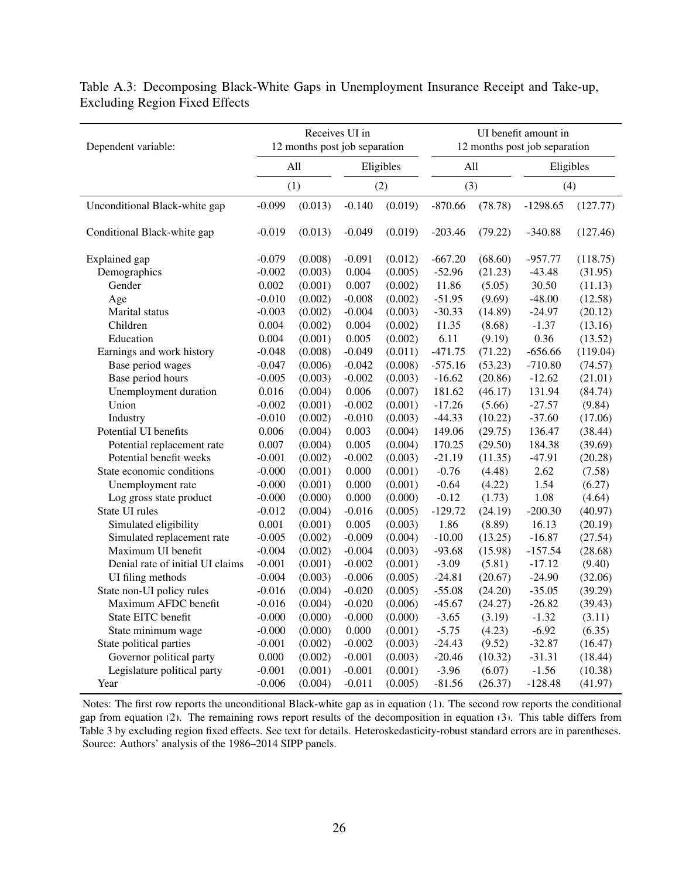Table A.3: Decomposing Black-White Gaps in Unemployment Insurance Receipt and Take-up, Excluding Region Fixed Effects

| Dependent variable: | Receives UI in 12 months post job separation | | | | UI benefit amount in 12 months post job separation | | | |
|---|---|---|---|---|---|---|---|---|
| | All | | Eligibles | | All | | Eligibles | |
| | (1) | | (2) | | (3) | | (4) | |
| Unconditional Black-white gap | -0.099 | (0.013) | -0.140 | (0.019) | -870.66 | (78.78) | -1298.65 | (127.77) |
| Conditional Black-white gap | -0.019 | (0.013) | -0.049 | (0.019) | -203.46 | (79.22) | -340.88 | (127.46) |
| Explained gap | -0.079 | (0.008) | -0.091 | (0.012) | -667.20 | (68.60) | -957.77 | (118.75) |
| Demographics | -0.002 | (0.003) | 0.004 | (0.005) | -52.96 | (21.23) | -43.48 | (31.95) |
| Gender | 0.002 | (0.001) | 0.007 | (0.002) | 11.86 | (5.05) | 30.50 | (11.13) |
| Age | -0.010 | (0.002) | -0.008 | (0.002) | -51.95 | (9.69) | -48.00 | (12.58) |
| Marital status | -0.003 | (0.002) | -0.004 | (0.003) | -30.33 | (14.89) | -24.97 | (20.12) |
| Children | 0.004 | (0.002) | 0.004 | (0.002) | 11.35 | (8.68) | -1.37 | (13.16) |
| Education | 0.004 | (0.001) | 0.005 | (0.002) | 6.11 | (9.19) | 0.36 | (13.52) |
| Earnings and work history | -0.048 | (0.008) | -0.049 | (0.011) | -471.75 | (71.22) | -656.66 | (119.04) |
| Base period wages | -0.047 | (0.006) | -0.042 | (0.008) | -575.16 | (53.23) | -710.80 | (74.57) |
| Base period hours | -0.005 | (0.003) | -0.002 | (0.003) | -16.62 | (20.86) | -12.62 | (21.01) |
| Unemployment duration | 0.016 | (0.004) | 0.006 | (0.007) | 181.62 | (46.17) | 131.94 | (84.74) |
| Union | -0.002 | (0.001) | -0.002 | (0.001) | -17.26 | (5.66) | -27.57 | (9.84) |
| Industry | -0.010 | (0.002) | -0.010 | (0.003) | -44.33 | (10.22) | -37.60 | (17.06) |
| Potential UI benefits | 0.006 | (0.004) | 0.003 | (0.004) | 149.06 | (29.75) | 136.47 | (38.44) |
| Potential replacement rate | 0.007 | (0.004) | 0.005 | (0.004) | 170.25 | (29.50) | 184.38 | (39.69) |
| Potential benefit weeks | -0.001 | (0.002) | -0.002 | (0.003) | -21.19 | (11.35) | -47.91 | (20.28) |
| State economic conditions | -0.000 | (0.001) | 0.000 | (0.001) | -0.76 | (4.48) | 2.62 | (7.58) |
| Unemployment rate | -0.000 | (0.001) | 0.000 | (0.001) | -0.64 | (4.22) | 1.54 | (6.27) |
| Log gross state product | -0.000 | (0.000) | 0.000 | (0.000) | -0.12 | (1.73) | 1.08 | (4.64) |
| State UI rules | -0.012 | (0.004) | -0.016 | (0.005) | -129.72 | (24.19) | -200.30 | (40.97) |
| Simulated eligibility | 0.001 | (0.001) | 0.005 | (0.003) | 1.86 | (8.89) | 16.13 | (20.19) |
| Simulated replacement rate | -0.005 | (0.002) | -0.009 | (0.004) | -10.00 | (13.25) | -16.87 | (27.54) |
| Maximum UI benefit | -0.004 | (0.002) | -0.004 | (0.003) | -93.68 | (15.98) | -157.54 | (28.68) |
| Denial rate of initial UI claims | -0.001 | (0.001) | -0.002 | (0.001) | -3.09 | (5.81) | -17.12 | (9.40) |
| UI filing methods | -0.004 | (0.003) | -0.006 | (0.005) | -24.81 | (20.67) | -24.90 | (32.06) |
| State non-UI policy rules | -0.016 | (0.004) | -0.020 | (0.005) | -55.08 | (24.20) | -35.05 | (39.29) |
| Maximum AFDC benefit | -0.016 | (0.004) | -0.020 | (0.006) | -45.67 | (24.27) | -26.82 | (39.43) |
| State EITC benefit | -0.000 | (0.000) | -0.000 | (0.000) | -3.65 | (3.19) | -1.32 | (3.11) |
| State minimum wage | -0.000 | (0.000) | 0.000 | (0.001) | -5.75 | (4.23) | -6.92 | (6.35) |
| State political parties | -0.001 | (0.002) | -0.002 | (0.003) | -24.43 | (9.52) | -32.87 | (16.47) |
| Governor political party | 0.000 | (0.002) | -0.001 | (0.003) | -20.46 | (10.32) | -31.31 | (18.44) |
| Legislature political party | -0.001 | (0.001) | -0.001 | (0.001) | -3.96 | (6.07) | -1.56 | (10.38) |
| Year | -0.006 | (0.004) | -0.011 | (0.005) | -81.56 | (26.37) | -128.48 | (41.97) |

Notes: The first row reports the unconditional Black-white gap as in equation (1). The second row reports the conditional gap from equation (2). The remaining rows report results of the decomposition in equation (3). This table differs from Table 3 by excluding region fixed effects. See text for details. Heteroskedasticity-robust standard errors are in parentheses. Source: Authors' analysis of the 1986–2014 SIPP panels.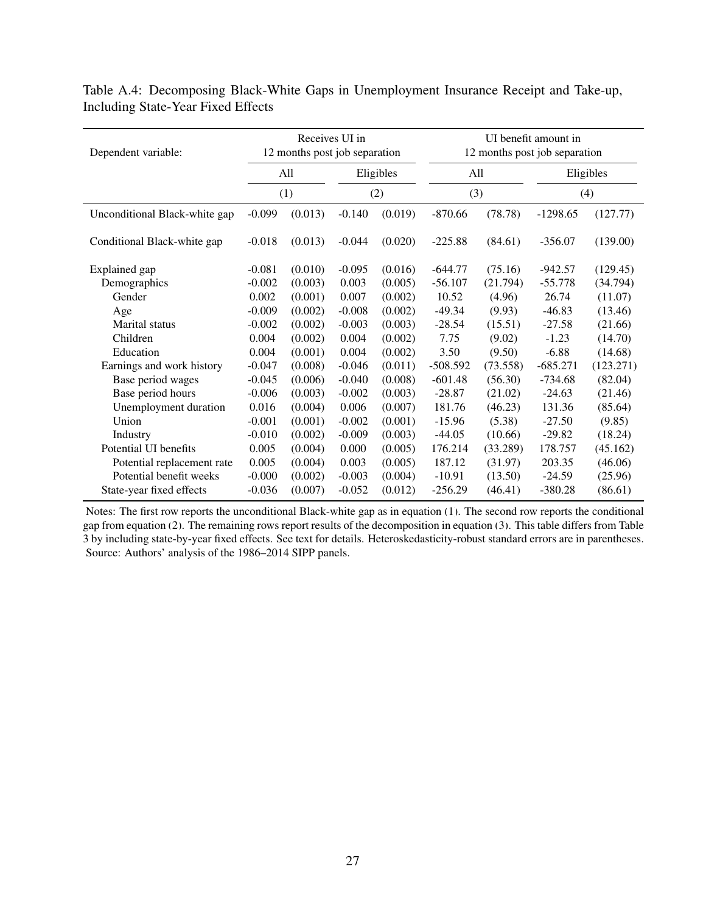Table A.4: Decomposing Black-White Gaps in Unemployment Insurance Receipt and Take-up, Including State-Year Fixed Effects

| Dependent variable: | Receives UI in 12 months post job separation | | | | UI benefit amount in 12 months post job separation | | | |
|---|---|---|---|---|---|---|---|---|
| | All | | Eligibles | | All | | Eligibles | |
| | (1) | | (2) | | (3) | | (4) | |
| Unconditional Black-white gap | -0.099 | (0.013) | -0.140 | (0.019) | -870.66 | (78.78) | -1298.65 | (127.77) |
| Conditional Black-white gap | -0.018 | (0.013) | -0.044 | (0.020) | -225.88 | (84.61) | -356.07 | (139.00) |
| Explained gap | -0.081 | (0.010) | -0.095 | (0.016) | -644.77 | (75.16) | -942.57 | (129.45) |
| Demographics | -0.002 | (0.003) | 0.003 | (0.005) | -56.107 | (21.794) | -55.778 | (34.794) |
| Gender | 0.002 | (0.001) | 0.007 | (0.002) | 10.52 | (4.96) | 26.74 | (11.07) |
| Age | -0.009 | (0.002) | -0.008 | (0.002) | -49.34 | (9.93) | -46.83 | (13.46) |
| Marital status | -0.002 | (0.002) | -0.003 | (0.003) | -28.54 | (15.51) | -27.58 | (21.66) |
| Children | 0.004 | (0.002) | 0.004 | (0.002) | 7.75 | (9.02) | -1.23 | (14.70) |
| Education | 0.004 | (0.001) | 0.004 | (0.002) | 3.50 | (9.50) | -6.88 | (14.68) |
| Earnings and work history | -0.047 | (0.008) | -0.046 | (0.011) | -508.592 | (73.558) | -685.271 | (123.271) |
| Base period wages | -0.045 | (0.006) | -0.040 | (0.008) | -601.48 | (56.30) | -734.68 | (82.04) |
| Base period hours | -0.006 | (0.003) | -0.002 | (0.003) | -28.87 | (21.02) | -24.63 | (21.46) |
| Unemployment duration | 0.016 | (0.004) | 0.006 | (0.007) | 181.76 | (46.23) | 131.36 | (85.64) |
| Union | -0.001 | (0.001) | -0.002 | (0.001) | -15.96 | (5.38) | -27.50 | (9.85) |
| Industry | -0.010 | (0.002) | -0.009 | (0.003) | -44.05 | (10.66) | -29.82 | (18.24) |
| Potential UI benefits | 0.005 | (0.004) | 0.000 | (0.005) | 176.214 | (33.289) | 178.757 | (45.162) |
| Potential replacement rate | 0.005 | (0.004) | 0.003 | (0.005) | 187.12 | (31.97) | 203.35 | (46.06) |
| Potential benefit weeks | -0.000 | (0.002) | -0.003 | (0.004) | -10.91 | (13.50) | -24.59 | (25.96) |
| State-year fixed effects | -0.036 | (0.007) | -0.052 | (0.012) | -256.29 | (46.41) | -380.28 | (86.61) |

Notes: The first row reports the unconditional Black-white gap as in equation (1). The second row reports the conditional gap from equation (2). The remaining rows report results of the decomposition in equation (3). This table differs from Table 3 by including state-by-year fixed effects. See text for details. Heteroskedasticity-robust standard errors are in parentheses. Source: Authors' analysis of the 1986–2014 SIPP panels.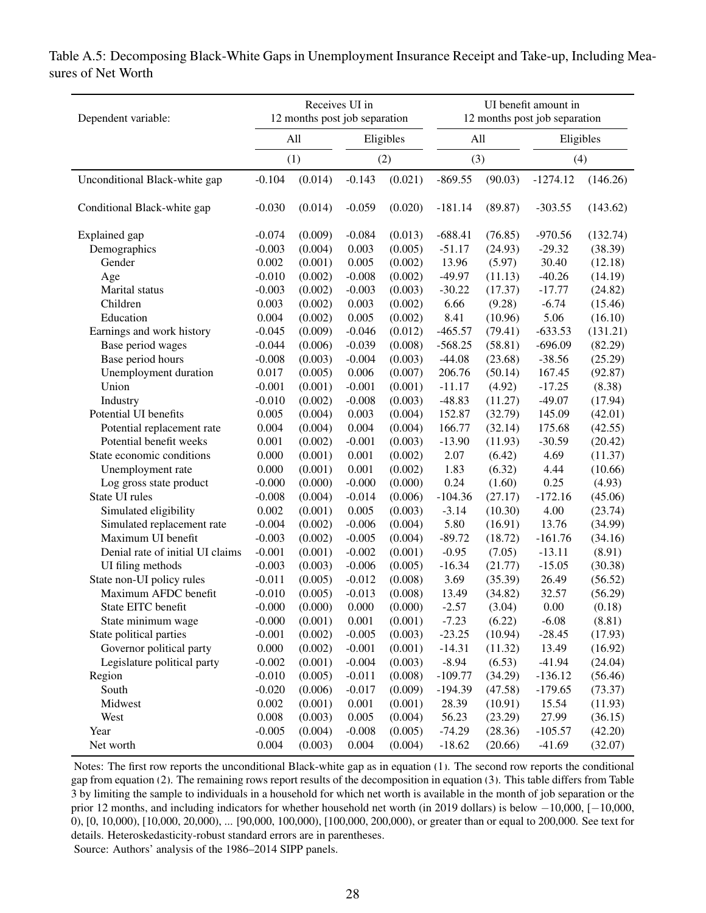Table A.5: Decomposing Black-White Gaps in Unemployment Insurance Receipt and Take-up, Including Measures of Net Worth

| Dependent variable: | Receives UI in 12 months post job separation | | | | UI benefit amount in 12 months post job separation | | | |
|---|---|---|---|---|---|---|---|---|
| | All | | Eligibles | | All | | Eligibles | |
| | (1) | | (2) | | (3) | | (4) | |
| Unconditional Black-white gap | -0.104 | (0.014) | -0.143 | (0.021) | -869.55 | (90.03) | -1274.12 | (146.26) |
| Conditional Black-white gap | -0.030 | (0.014) | -0.059 | (0.020) | -181.14 | (89.87) | -303.55 | (143.62) |
| Explained gap | -0.074 | (0.009) | -0.084 | (0.013) | -688.41 | (76.85) | -970.56 | (132.74) |
| Demographics | -0.003 | (0.004) | 0.003 | (0.005) | -51.17 | (24.93) | -29.32 | (38.39) |
| Gender | 0.002 | (0.001) | 0.005 | (0.002) | 13.96 | (5.97) | 30.40 | (12.18) |
| Age | -0.010 | (0.002) | -0.008 | (0.002) | -49.97 | (11.13) | -40.26 | (14.19) |
| Marital status | -0.003 | (0.002) | -0.003 | (0.003) | -30.22 | (17.37) | -17.77 | (24.82) |
| Children | 0.003 | (0.002) | 0.003 | (0.002) | 6.66 | (9.28) | -6.74 | (15.46) |
| Education | 0.004 | (0.002) | 0.005 | (0.002) | 8.41 | (10.96) | 5.06 | (16.10) |
| Earnings and work history | -0.045 | (0.009) | -0.046 | (0.012) | -465.57 | (79.41) | -633.53 | (131.21) |
| Base period wages | -0.044 | (0.006) | -0.039 | (0.008) | -568.25 | (58.81) | -696.09 | (82.29) |
| Base period hours | -0.008 | (0.003) | -0.004 | (0.003) | -44.08 | (23.68) | -38.56 | (25.29) |
| Unemployment duration | 0.017 | (0.005) | 0.006 | (0.007) | 206.76 | (50.14) | 167.45 | (92.87) |
| Union | -0.001 | (0.001) | -0.001 | (0.001) | -11.17 | (4.92) | -17.25 | (8.38) |
| Industry | -0.010 | (0.002) | -0.008 | (0.003) | -48.83 | (11.27) | -49.07 | (17.94) |
| Potential UI benefits | 0.005 | (0.004) | 0.003 | (0.004) | 152.87 | (32.79) | 145.09 | (42.01) |
| Potential replacement rate | 0.004 | (0.004) | 0.004 | (0.004) | 166.77 | (32.14) | 175.68 | (42.55) |
| Potential benefit weeks | 0.001 | (0.002) | -0.001 | (0.003) | -13.90 | (11.93) | -30.59 | (20.42) |
| State economic conditions | 0.000 | (0.001) | 0.001 | (0.002) | 2.07 | (6.42) | 4.69 | (11.37) |
| Unemployment rate | 0.000 | (0.001) | 0.001 | (0.002) | 1.83 | (6.32) | 4.44 | (10.66) |
| Log gross state product | -0.000 | (0.000) | -0.000 | (0.000) | 0.24 | (1.60) | 0.25 | (4.93) |
| State UI rules | -0.008 | (0.004) | -0.014 | (0.006) | -104.36 | (27.17) | -172.16 | (45.06) |
| Simulated eligibility | 0.002 | (0.001) | 0.005 | (0.003) | -3.14 | (10.30) | 4.00 | (23.74) |
| Simulated replacement rate | -0.004 | (0.002) | -0.006 | (0.004) | 5.80 | (16.91) | 13.76 | (34.99) |
| Maximum UI benefit | -0.003 | (0.002) | -0.005 | (0.004) | -89.72 | (18.72) | -161.76 | (34.16) |
| Denial rate of initial UI claims | -0.001 | (0.001) | -0.002 | (0.001) | -0.95 | (7.05) | -13.11 | (8.91) |
| UI filing methods | -0.003 | (0.003) | -0.006 | (0.005) | -16.34 | (21.77) | -15.05 | (30.38) |
| State non-UI policy rules | -0.011 | (0.005) | -0.012 | (0.008) | 3.69 | (35.39) | 26.49 | (56.52) |
| Maximum AFDC benefit | -0.010 | (0.005) | -0.013 | (0.008) | 13.49 | (34.82) | 32.57 | (56.29) |
| State EITC benefit | -0.000 | (0.000) | 0.000 | (0.000) | -2.57 | (3.04) | 0.00 | (0.18) |
| State minimum wage | -0.000 | (0.001) | 0.001 | (0.001) | -7.23 | (6.22) | -6.08 | (8.81) |
| State political parties | -0.001 | (0.002) | -0.005 | (0.003) | -23.25 | (10.94) | -28.45 | (17.93) |
| Governor political party | 0.000 | (0.002) | -0.001 | (0.001) | -14.31 | (11.32) | 13.49 | (16.92) |
| Legislature political party | -0.002 | (0.001) | -0.004 | (0.003) | -8.94 | (6.53) | -41.94 | (24.04) |
| Region | -0.010 | (0.005) | -0.011 | (0.008) | -109.77 | (34.29) | -136.12 | (56.46) |
| South | -0.020 | (0.006) | -0.017 | (0.009) | -194.39 | (47.58) | -179.65 | (73.37) |
| Midwest | 0.002 | (0.001) | 0.001 | (0.001) | 28.39 | (10.91) | 15.54 | (11.93) |
| West | 0.008 | (0.003) | 0.005 | (0.004) | 56.23 | (23.29) | 27.99 | (36.15) |
| Year | -0.005 | (0.004) | -0.008 | (0.005) | -74.29 | (28.36) | -105.57 | (42.20) |
| Net worth | 0.004 | (0.003) | 0.004 | (0.004) | -18.62 | (20.66) | -41.69 | (32.07) |

Notes: The first row reports the unconditional Black-white gap as in equation (1). The second row reports the conditional gap from equation (2). The remaining rows report results of the decomposition in equation (3). This table differs from Table 3 by limiting the sample to individuals in a household for which net worth is available in the month of job separation or the prior 12 months, and including indicators for whether household net worth (in 2019 dollars) is below $-10{,}000$, $[-10{,}000, 0)$, $[0, 10{,}000)$, $[10{,}000, 20{,}000)$, ... $[90{,}000, 100{,}000)$, $[100{,}000, 200{,}000)$, or greater than or equal to 200,000. See text for details. Heteroskedasticity-robust standard errors are in parentheses.

Source: Authors' analysis of the 1986–2014 SIPP panels.